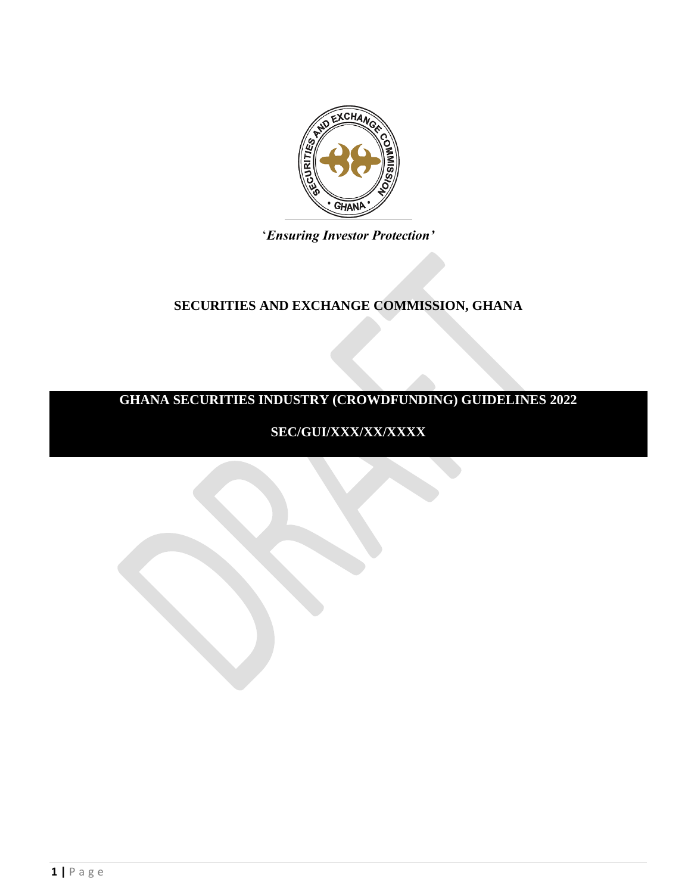*'Ensuring Investor Protection'*

**SECURITIES AND EXCHANGE COMMISSION, GHANA**

# GHANA SECURITIES INDUSTRY (CROWDFUNDING) GUIDELINES 2022

**SEC/GUI/XXX/XX/XXXX**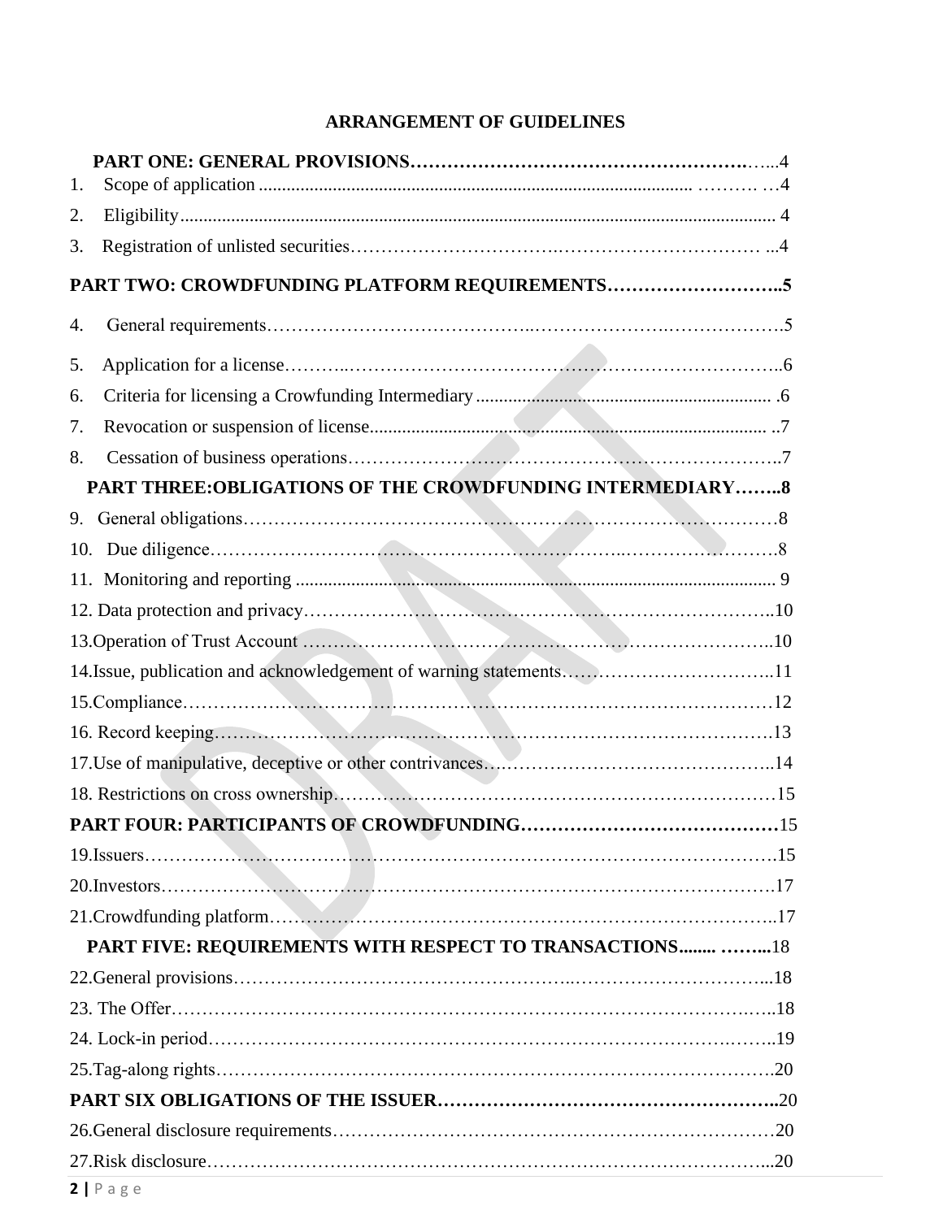**ARRANGEMENT OF GUIDELINES**

**PART ONE: GENERAL PROVISIONS**……………………………………………..…..4

1. Scope of application ............................................................................................ ………. …4
2. Eligibility.............................................................................................................................. 4
3. Registration of unlisted securities…………………………….…………………………… ...4

**PART TWO: CROWDFUNDING PLATFORM REQUIREMENTS………………………..5**

4. General requirements…………………………………..……………………..………………5
5. Application for a license………..…………………………………………………………..6
6. Criteria for licensing a Crowfunding Intermediary ............................................................... .6
7. Revocation or suspension of license...................................................................................... ..7
8. Cessation of business operations……………………………………………………………..7

**PART THREE:OBLIGATIONS OF THE CROWDFUNDING INTERMEDIARY……..8**

9. General obligations………………………………………………………………………………8
10. Due diligence………………………………………………………..……………………….8
11. Monitoring and reporting ...................................................................................................... 9
12. Data protection and privacy……………………………………………………………………..10
13. Operation of Trust Account …………………………………………………………………..10
14. Issue, publication and acknowledgement of warning statements……………………………..11
15. Compliance………………………………………………………………………………………12
16. Record keeping…………………………………………………………………………………13
17. Use of manipulative, deceptive or other contrivances………………………………………..14
18. Restrictions on cross ownership…………………………………………………………………15

**PART FOUR: PARTICIPANTS OF CROWDFUNDING……………………………………**15

19. Issuers……………………………………………………………………………………………15
20. Investors…………………………………………………………………………………………17
21. Crowdfunding platform…………………………………………………………………………..17

**PART FIVE: REQUIREMENTS WITH RESPECT TO TRANSACTIONS........ ……...**18

22. General provisions…………………………………………..………………………………...18
23. The Offer………………………………………………………………………………………..18
24. Lock-in period…………………………………………………………………………..……..19
25. Tag-along rights…………………………………………………………………………………20

**PART SIX OBLIGATIONS OF THE ISSUER………………………………………………..**20

26. General disclosure requirements………………………………………………………………20
27. Risk disclosure…………………………………………………………………………………...20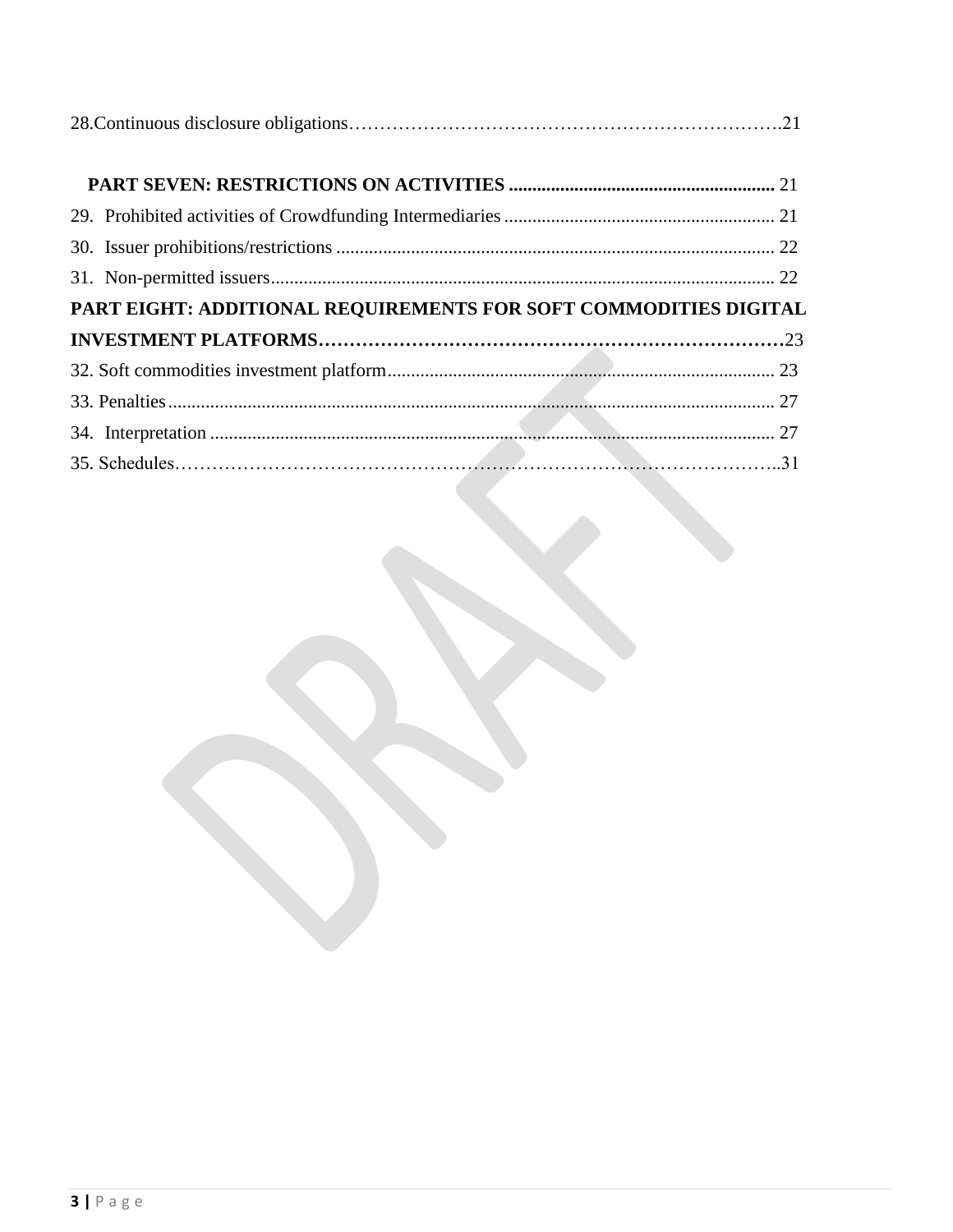28.Continuous disclosure obligations……………………………………………………………….21

**PART SEVEN: RESTRICTIONS ON ACTIVITIES** ........................................................ 21

29. Prohibited activities of Crowdfunding Intermediaries ......................................................... 21

30. Issuer prohibitions/restrictions ............................................................................................ 22

31. Non-permitted issuers.......................................................................................................... 22

**PART EIGHT: ADDITIONAL REQUIREMENTS FOR SOFT COMMODITIES DIGITAL INVESTMENT PLATFORMS**……………………………………………………………………23

32. Soft commodities investment platform.................................................................................. 23

33. Penalties................................................................................................................................ 27

34. Interpretation ........................................................................................................................ 27

35. Schedules…………………………………………………………………………………………..31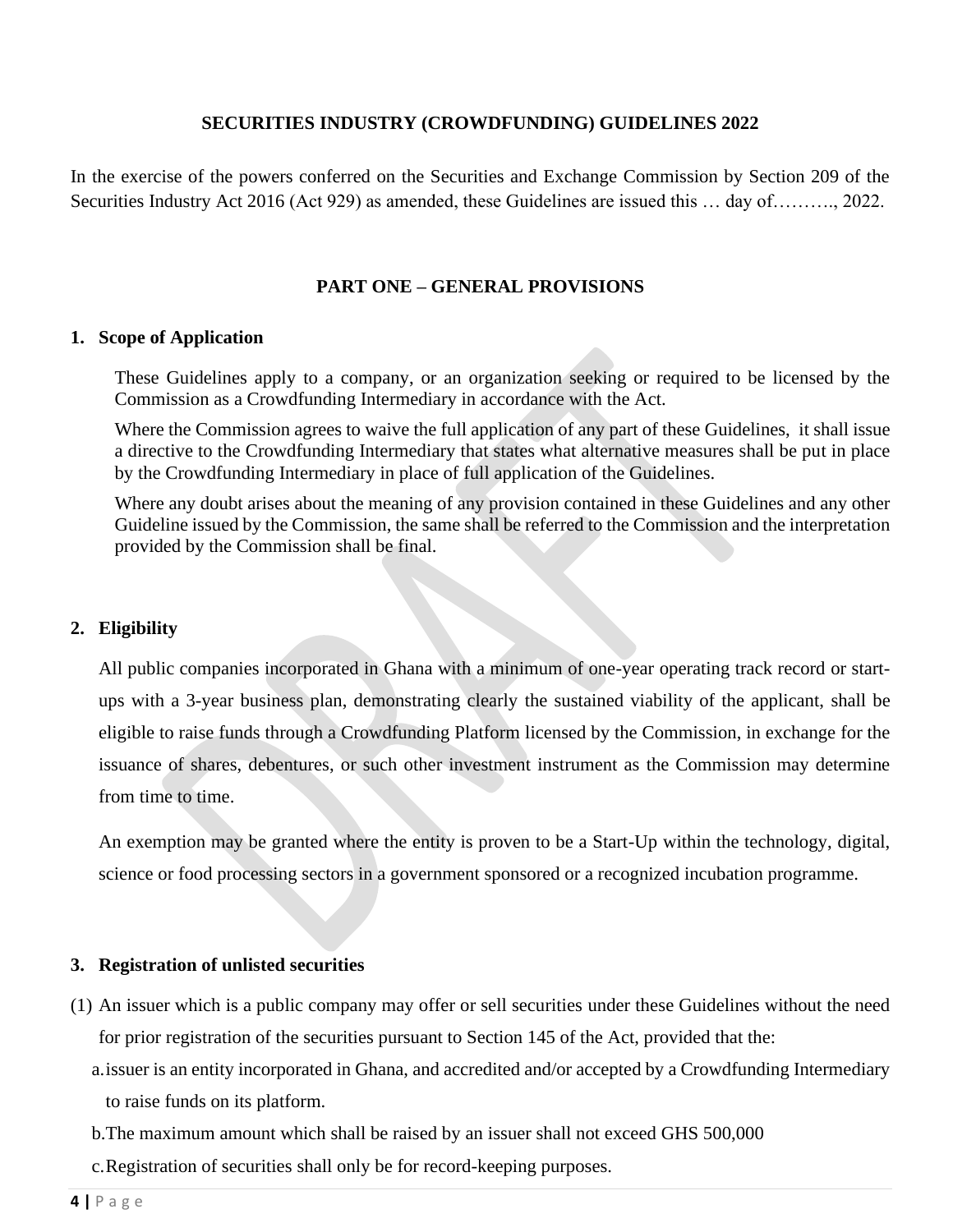**SECURITIES INDUSTRY (CROWDFUNDING) GUIDELINES 2022**

In the exercise of the powers conferred on the Securities and Exchange Commission by Section 209 of the Securities Industry Act 2016 (Act 929) as amended, these Guidelines are issued this … day of………., 2022.

## PART ONE – GENERAL PROVISIONS

### 1. Scope of Application

These Guidelines apply to a company, or an organization seeking or required to be licensed by the Commission as a Crowdfunding Intermediary in accordance with the Act.

Where the Commission agrees to waive the full application of any part of these Guidelines, it shall issue a directive to the Crowdfunding Intermediary that states what alternative measures shall be put in place by the Crowdfunding Intermediary in place of full application of the Guidelines.

Where any doubt arises about the meaning of any provision contained in these Guidelines and any other Guideline issued by the Commission, the same shall be referred to the Commission and the interpretation provided by the Commission shall be final.

### 2. Eligibility

All public companies incorporated in Ghana with a minimum of one-year operating track record or start-ups with a 3-year business plan, demonstrating clearly the sustained viability of the applicant, shall be eligible to raise funds through a Crowdfunding Platform licensed by the Commission, in exchange for the issuance of shares, debentures, or such other investment instrument as the Commission may determine from time to time.

An exemption may be granted where the entity is proven to be a Start-Up within the technology, digital, science or food processing sectors in a government sponsored or a recognized incubation programme.

### 3. Registration of unlisted securities

(1) An issuer which is a public company may offer or sell securities under these Guidelines without the need for prior registration of the securities pursuant to Section 145 of the Act, provided that the:

a. issuer is an entity incorporated in Ghana, and accredited and/or accepted by a Crowdfunding Intermediary to raise funds on its platform.

b. The maximum amount which shall be raised by an issuer shall not exceed GHS 500,000

c. Registration of securities shall only be for record-keeping purposes.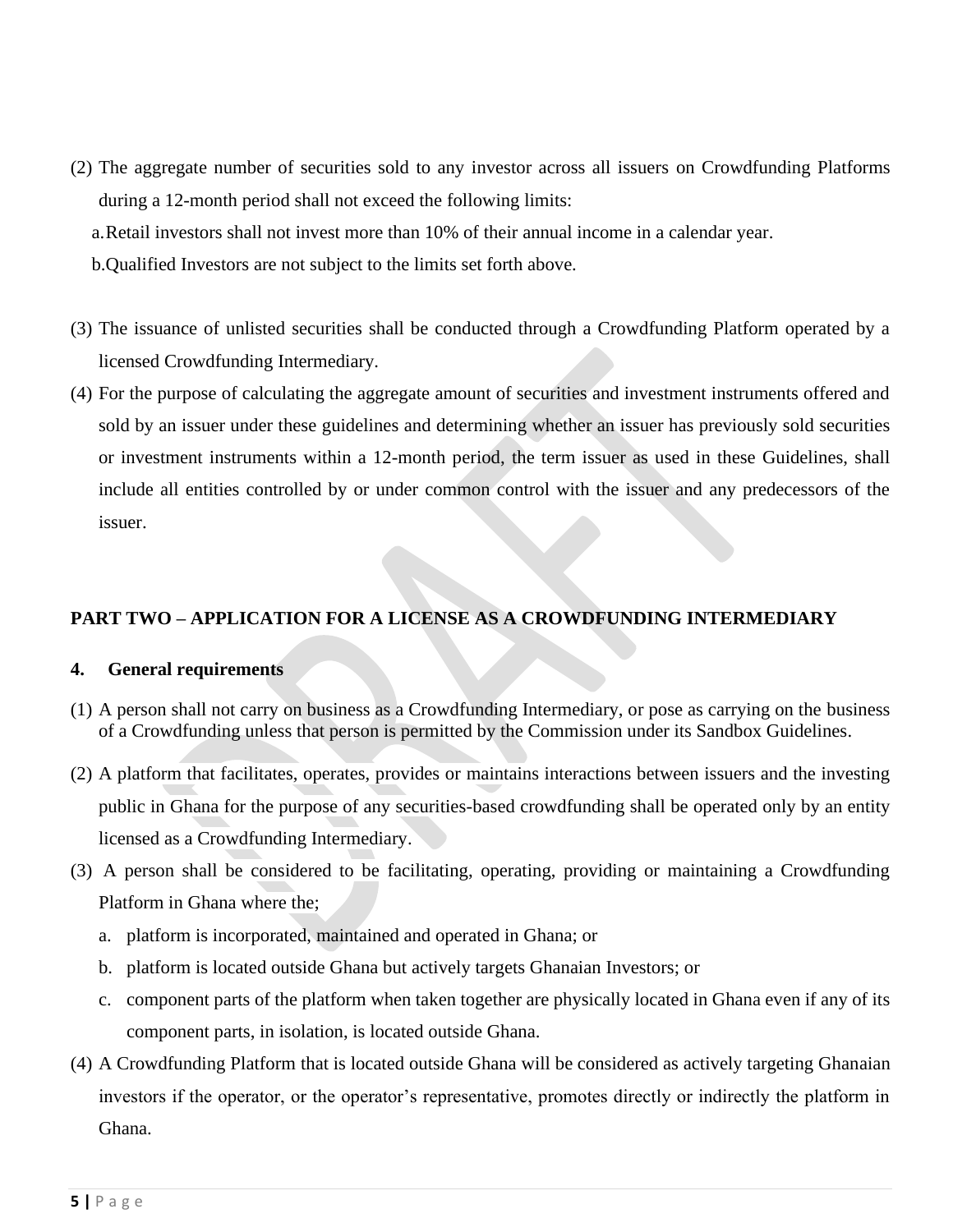(2) The aggregate number of securities sold to any investor across all issuers on Crowdfunding Platforms during a 12-month period shall not exceed the following limits:

a. Retail investors shall not invest more than 10% of their annual income in a calendar year.

b. Qualified Investors are not subject to the limits set forth above.

(3) The issuance of unlisted securities shall be conducted through a Crowdfunding Platform operated by a licensed Crowdfunding Intermediary.

(4) For the purpose of calculating the aggregate amount of securities and investment instruments offered and sold by an issuer under these guidelines and determining whether an issuer has previously sold securities or investment instruments within a 12-month period, the term issuer as used in these Guidelines, shall include all entities controlled by or under common control with the issuer and any predecessors of the issuer.

## PART TWO – APPLICATION FOR A LICENSE AS A CROWDFUNDING INTERMEDIARY

### 4. General requirements

(1) A person shall not carry on business as a Crowdfunding Intermediary, or pose as carrying on the business of a Crowdfunding unless that person is permitted by the Commission under its Sandbox Guidelines.

(2) A platform that facilitates, operates, provides or maintains interactions between issuers and the investing public in Ghana for the purpose of any securities-based crowdfunding shall be operated only by an entity licensed as a Crowdfunding Intermediary.

(3) A person shall be considered to be facilitating, operating, providing or maintaining a Crowdfunding Platform in Ghana where the;

a. platform is incorporated, maintained and operated in Ghana; or

b. platform is located outside Ghana but actively targets Ghanaian Investors; or

c. component parts of the platform when taken together are physically located in Ghana even if any of its component parts, in isolation, is located outside Ghana.

(4) A Crowdfunding Platform that is located outside Ghana will be considered as actively targeting Ghanaian investors if the operator, or the operator's representative, promotes directly or indirectly the platform in Ghana.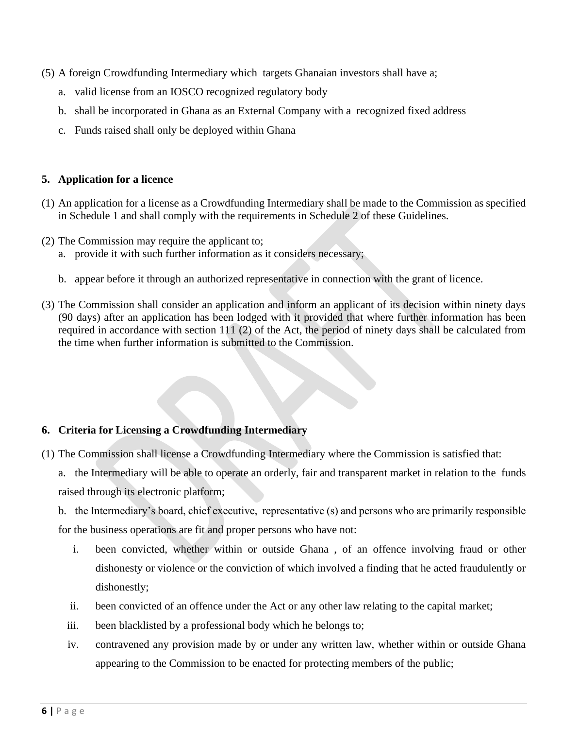(5) A foreign Crowdfunding Intermediary which targets Ghanaian investors shall have a;

   a. valid license from an IOSCO recognized regulatory body

   b. shall be incorporated in Ghana as an External Company with a recognized fixed address

   c. Funds raised shall only be deployed within Ghana

## 5. Application for a licence

(1) An application for a license as a Crowdfunding Intermediary shall be made to the Commission as specified in Schedule 1 and shall comply with the requirements in Schedule 2 of these Guidelines.

(2) The Commission may require the applicant to;

   a. provide it with such further information as it considers necessary;

   b. appear before it through an authorized representative in connection with the grant of licence.

(3) The Commission shall consider an application and inform an applicant of its decision within ninety days (90 days) after an application has been lodged with it provided that where further information has been required in accordance with section 111 (2) of the Act, the period of ninety days shall be calculated from the time when further information is submitted to the Commission.

## 6. Criteria for Licensing a Crowdfunding Intermediary

(1) The Commission shall license a Crowdfunding Intermediary where the Commission is satisfied that:

   a. the Intermediary will be able to operate an orderly, fair and transparent market in relation to the funds raised through its electronic platform;

   b. the Intermediary's board, chief executive, representative (s) and persons who are primarily responsible for the business operations are fit and proper persons who have not:

      i. been convicted, whether within or outside Ghana , of an offence involving fraud or other dishonesty or violence or the conviction of which involved a finding that he acted fraudulently or dishonestly;

      ii. been convicted of an offence under the Act or any other law relating to the capital market;

      iii. been blacklisted by a professional body which he belongs to;

      iv. contravened any provision made by or under any written law, whether within or outside Ghana appearing to the Commission to be enacted for protecting members of the public;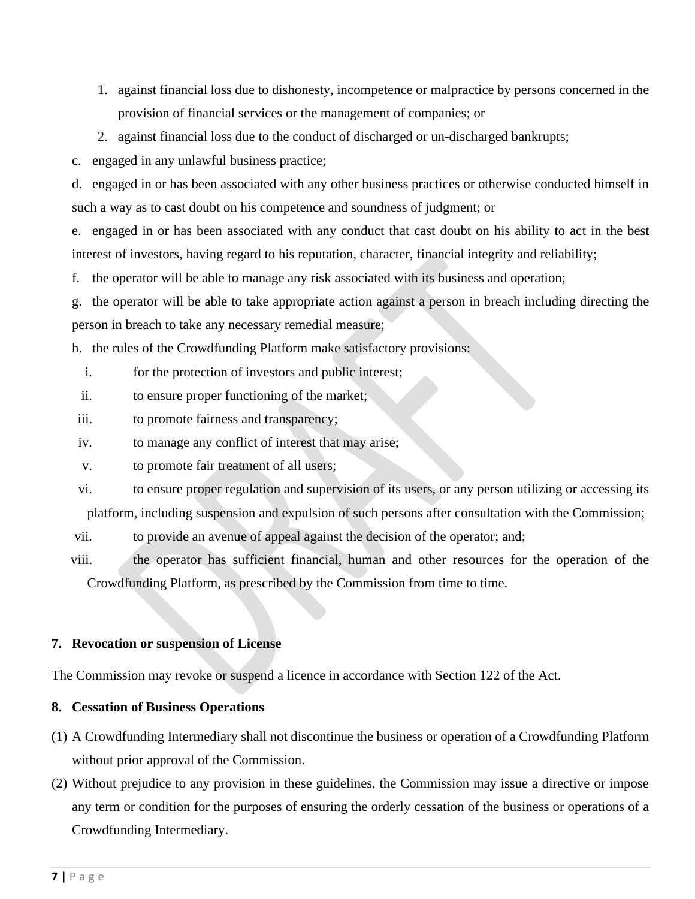1. against financial loss due to dishonesty, incompetence or malpractice by persons concerned in the provision of financial services or the management of companies; or
2. against financial loss due to the conduct of discharged or un-discharged bankrupts;

c. engaged in any unlawful business practice;

d. engaged in or has been associated with any other business practices or otherwise conducted himself in such a way as to cast doubt on his competence and soundness of judgment; or

e. engaged in or has been associated with any conduct that cast doubt on his ability to act in the best interest of investors, having regard to his reputation, character, financial integrity and reliability;

f. the operator will be able to manage any risk associated with its business and operation;

g. the operator will be able to take appropriate action against a person in breach including directing the person in breach to take any necessary remedial measure;

h. the rules of the Crowdfunding Platform make satisfactory provisions:

i. for the protection of investors and public interest;

ii. to ensure proper functioning of the market;

iii. to promote fairness and transparency;

iv. to manage any conflict of interest that may arise;

v. to promote fair treatment of all users;

vi. to ensure proper regulation and supervision of its users, or any person utilizing or accessing its platform, including suspension and expulsion of such persons after consultation with the Commission;

vii. to provide an avenue of appeal against the decision of the operator; and;

viii. the operator has sufficient financial, human and other resources for the operation of the Crowdfunding Platform, as prescribed by the Commission from time to time.

**7. Revocation or suspension of License**

The Commission may revoke or suspend a licence in accordance with Section 122 of the Act.

**8. Cessation of Business Operations**

(1) A Crowdfunding Intermediary shall not discontinue the business or operation of a Crowdfunding Platform without prior approval of the Commission.

(2) Without prejudice to any provision in these guidelines, the Commission may issue a directive or impose any term or condition for the purposes of ensuring the orderly cessation of the business or operations of a Crowdfunding Intermediary.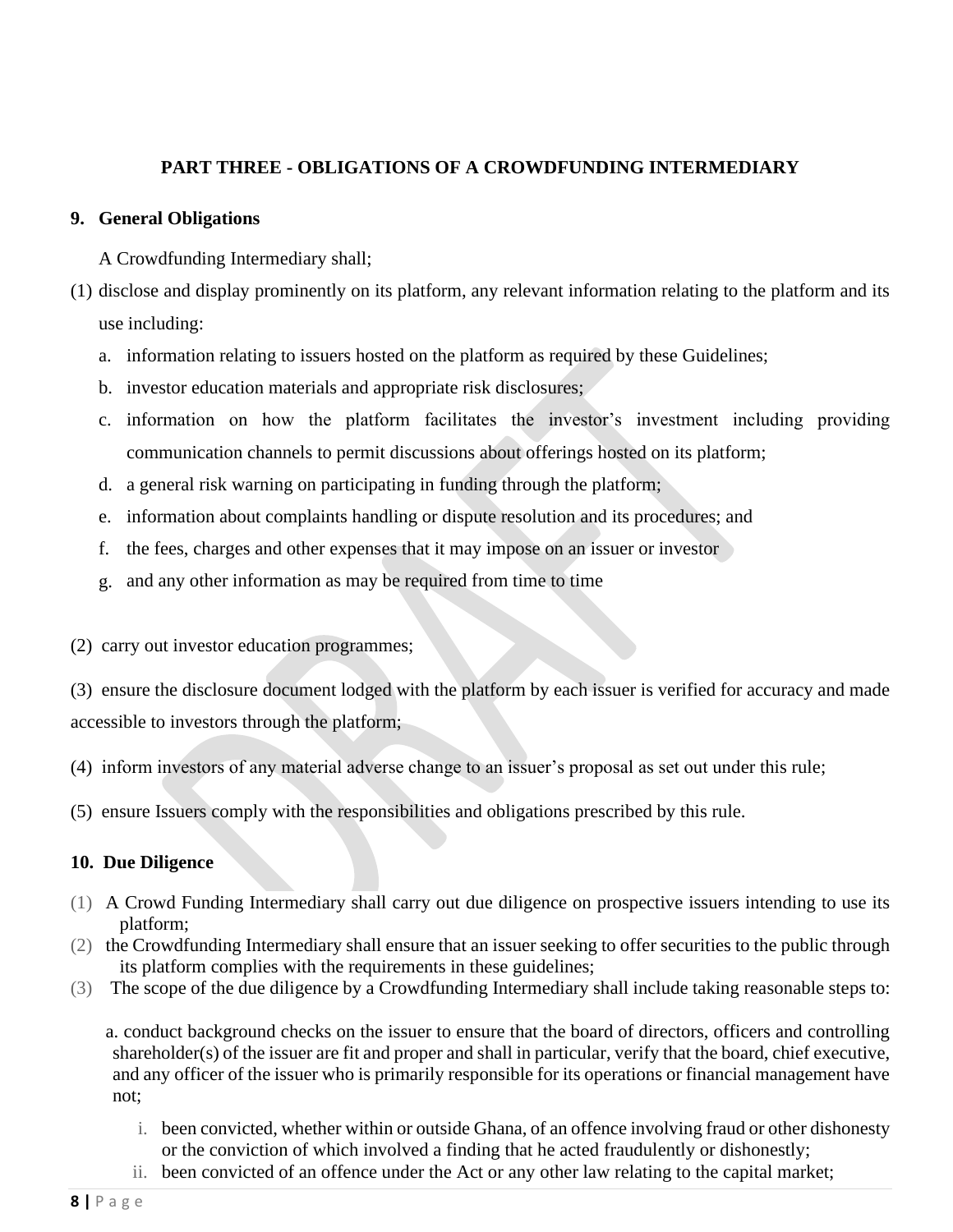## PART THREE - OBLIGATIONS OF A CROWDFUNDING INTERMEDIARY

### 9. General Obligations

A Crowdfunding Intermediary shall;

(1) disclose and display prominently on its platform, any relevant information relating to the platform and its use including:

   a. information relating to issuers hosted on the platform as required by these Guidelines;
   b. investor education materials and appropriate risk disclosures;
   c. information on how the platform facilitates the investor's investment including providing communication channels to permit discussions about offerings hosted on its platform;
   d. a general risk warning on participating in funding through the platform;
   e. information about complaints handling or dispute resolution and its procedures; and
   f. the fees, charges and other expenses that it may impose on an issuer or investor
   g. and any other information as may be required from time to time

(2) carry out investor education programmes;

(3) ensure the disclosure document lodged with the platform by each issuer is verified for accuracy and made accessible to investors through the platform;

(4) inform investors of any material adverse change to an issuer's proposal as set out under this rule;

(5) ensure Issuers comply with the responsibilities and obligations prescribed by this rule.

### 10. Due Diligence

(1) A Crowd Funding Intermediary shall carry out due diligence on prospective issuers intending to use its platform;

(2) the Crowdfunding Intermediary shall ensure that an issuer seeking to offer securities to the public through its platform complies with the requirements in these guidelines;

(3) The scope of the due diligence by a Crowdfunding Intermediary shall include taking reasonable steps to:

   a. conduct background checks on the issuer to ensure that the board of directors, officers and controlling shareholder(s) of the issuer are fit and proper and shall in particular, verify that the board, chief executive, and any officer of the issuer who is primarily responsible for its operations or financial management have not;

      i. been convicted, whether within or outside Ghana, of an offence involving fraud or other dishonesty or the conviction of which involved a finding that he acted fraudulently or dishonestly;
      ii. been convicted of an offence under the Act or any other law relating to the capital market;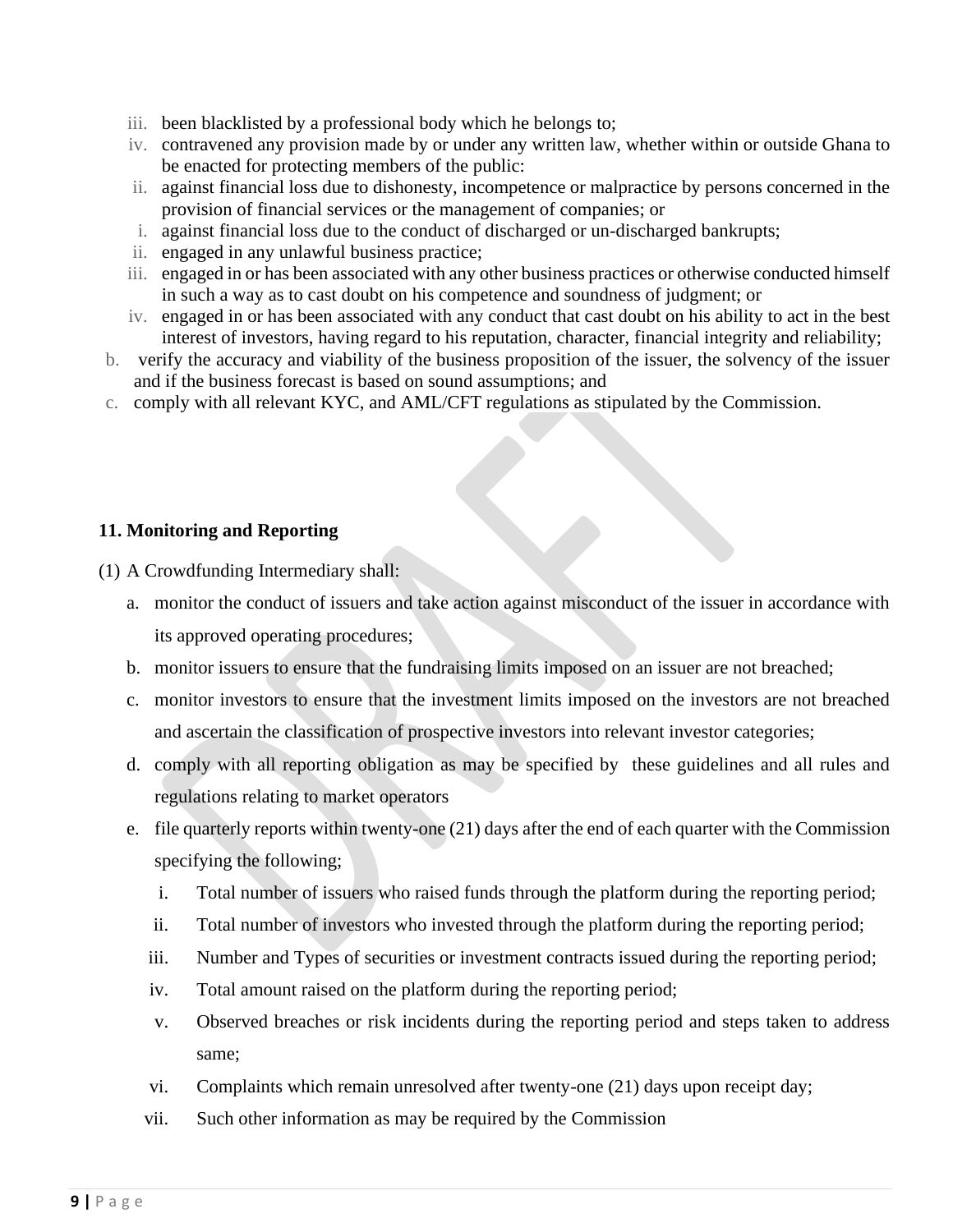iii. been blacklisted by a professional body which he belongs to;
iv. contravened any provision made by or under any written law, whether within or outside Ghana to be enacted for protecting members of the public:
ii. against financial loss due to dishonesty, incompetence or malpractice by persons concerned in the provision of financial services or the management of companies; or
i. against financial loss due to the conduct of discharged or un-discharged bankrupts;
ii. engaged in any unlawful business practice;
iii. engaged in or has been associated with any other business practices or otherwise conducted himself in such a way as to cast doubt on his competence and soundness of judgment; or
iv. engaged in or has been associated with any conduct that cast doubt on his ability to act in the best interest of investors, having regard to his reputation, character, financial integrity and reliability;

b. verify the accuracy and viability of the business proposition of the issuer, the solvency of the issuer and if the business forecast is based on sound assumptions; and

c. comply with all relevant KYC, and AML/CFT regulations as stipulated by the Commission.

**11. Monitoring and Reporting**

(1) A Crowdfunding Intermediary shall:

a. monitor the conduct of issuers and take action against misconduct of the issuer in accordance with its approved operating procedures;

b. monitor issuers to ensure that the fundraising limits imposed on an issuer are not breached;

c. monitor investors to ensure that the investment limits imposed on the investors are not breached and ascertain the classification of prospective investors into relevant investor categories;

d. comply with all reporting obligation as may be specified by these guidelines and all rules and regulations relating to market operators

e. file quarterly reports within twenty-one (21) days after the end of each quarter with the Commission specifying the following;

   i. Total number of issuers who raised funds through the platform during the reporting period;
   ii. Total number of investors who invested through the platform during the reporting period;
   iii. Number and Types of securities or investment contracts issued during the reporting period;
   iv. Total amount raised on the platform during the reporting period;
   v. Observed breaches or risk incidents during the reporting period and steps taken to address same;
   vi. Complaints which remain unresolved after twenty-one (21) days upon receipt day;
   vii. Such other information as may be required by the Commission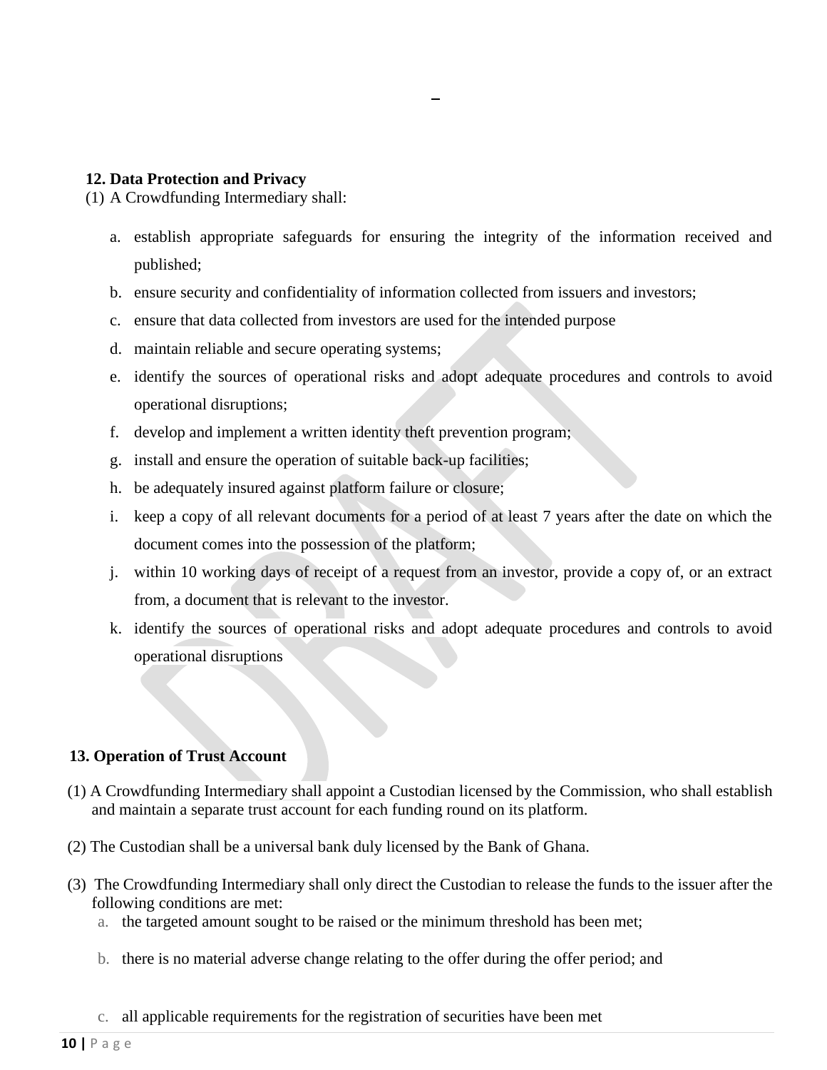**12. Data Protection and Privacy**

(1) A Crowdfunding Intermediary shall:

a. establish appropriate safeguards for ensuring the integrity of the information received and published;
b. ensure security and confidentiality of information collected from issuers and investors;
c. ensure that data collected from investors are used for the intended purpose
d. maintain reliable and secure operating systems;
e. identify the sources of operational risks and adopt adequate procedures and controls to avoid operational disruptions;
f. develop and implement a written identity theft prevention program;
g. install and ensure the operation of suitable back-up facilities;
h. be adequately insured against platform failure or closure;
i. keep a copy of all relevant documents for a period of at least 7 years after the date on which the document comes into the possession of the platform;
j. within 10 working days of receipt of a request from an investor, provide a copy of, or an extract from, a document that is relevant to the investor.
k. identify the sources of operational risks and adopt adequate procedures and controls to avoid operational disruptions

**13. Operation of Trust Account**

(1) A Crowdfunding Intermediary shall appoint a Custodian licensed by the Commission, who shall establish and maintain a separate trust account for each funding round on its platform.

(2) The Custodian shall be a universal bank duly licensed by the Bank of Ghana.

(3) The Crowdfunding Intermediary shall only direct the Custodian to release the funds to the issuer after the following conditions are met:

a. the targeted amount sought to be raised or the minimum threshold has been met;

b. there is no material adverse change relating to the offer during the offer period; and

c. all applicable requirements for the registration of securities have been met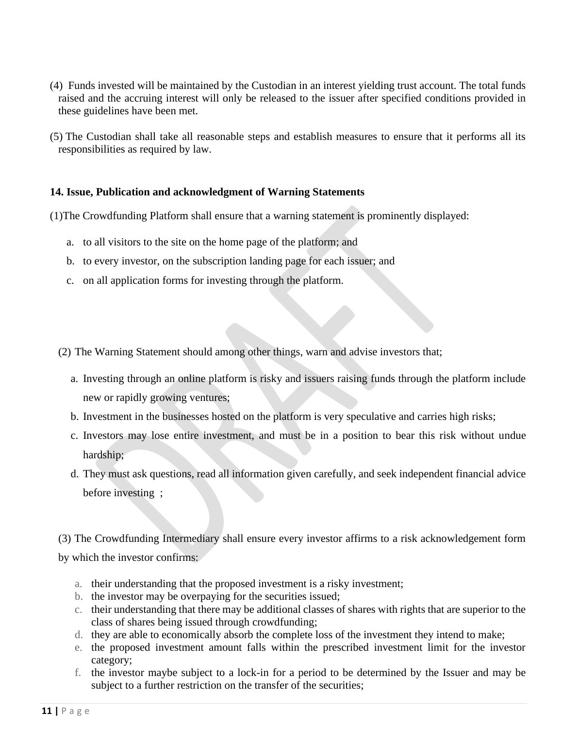(4) Funds invested will be maintained by the Custodian in an interest yielding trust account. The total funds raised and the accruing interest will only be released to the issuer after specified conditions provided in these guidelines have been met.

(5) The Custodian shall take all reasonable steps and establish measures to ensure that it performs all its responsibilities as required by law.

**14. Issue, Publication and acknowledgment of Warning Statements**

(1)The Crowdfunding Platform shall ensure that a warning statement is prominently displayed:

a. to all visitors to the site on the home page of the platform; and
b. to every investor, on the subscription landing page for each issuer; and
c. on all application forms for investing through the platform.

(2) The Warning Statement should among other things, warn and advise investors that;

a. Investing through an online platform is risky and issuers raising funds through the platform include new or rapidly growing ventures;
b. Investment in the businesses hosted on the platform is very speculative and carries high risks;
c. Investors may lose entire investment, and must be in a position to bear this risk without undue hardship;
d. They must ask questions, read all information given carefully, and seek independent financial advice before investing ;

(3) The Crowdfunding Intermediary shall ensure every investor affirms to a risk acknowledgement form by which the investor confirms:

a. their understanding that the proposed investment is a risky investment;
b. the investor may be overpaying for the securities issued;
c. their understanding that there may be additional classes of shares with rights that are superior to the class of shares being issued through crowdfunding;
d. they are able to economically absorb the complete loss of the investment they intend to make;
e. the proposed investment amount falls within the prescribed investment limit for the investor category;
f. the investor maybe subject to a lock-in for a period to be determined by the Issuer and may be subject to a further restriction on the transfer of the securities;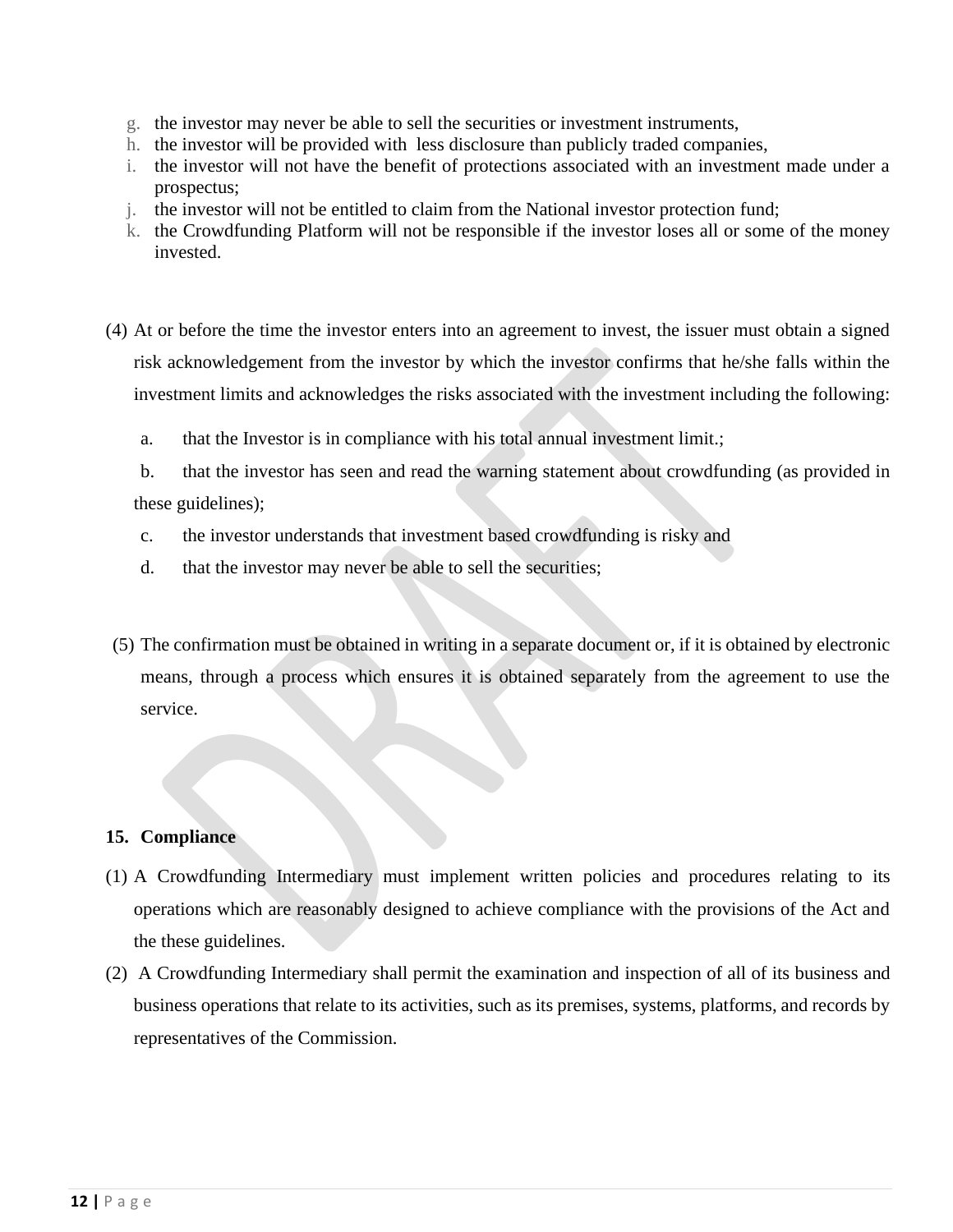g. the investor may never be able to sell the securities or investment instruments,
h. the investor will be provided with less disclosure than publicly traded companies,
i. the investor will not have the benefit of protections associated with an investment made under a prospectus;
j. the investor will not be entitled to claim from the National investor protection fund;
k. the Crowdfunding Platform will not be responsible if the investor loses all or some of the money invested.

(4) At or before the time the investor enters into an agreement to invest, the issuer must obtain a signed risk acknowledgement from the investor by which the investor confirms that he/she falls within the investment limits and acknowledges the risks associated with the investment including the following:

a. that the Investor is in compliance with his total annual investment limit.;

b. that the investor has seen and read the warning statement about crowdfunding (as provided in these guidelines);

c. the investor understands that investment based crowdfunding is risky and

d. that the investor may never be able to sell the securities;

(5) The confirmation must be obtained in writing in a separate document or, if it is obtained by electronic means, through a process which ensures it is obtained separately from the agreement to use the service.

**15. Compliance**

(1) A Crowdfunding Intermediary must implement written policies and procedures relating to its operations which are reasonably designed to achieve compliance with the provisions of the Act and the these guidelines.

(2) A Crowdfunding Intermediary shall permit the examination and inspection of all of its business and business operations that relate to its activities, such as its premises, systems, platforms, and records by representatives of the Commission.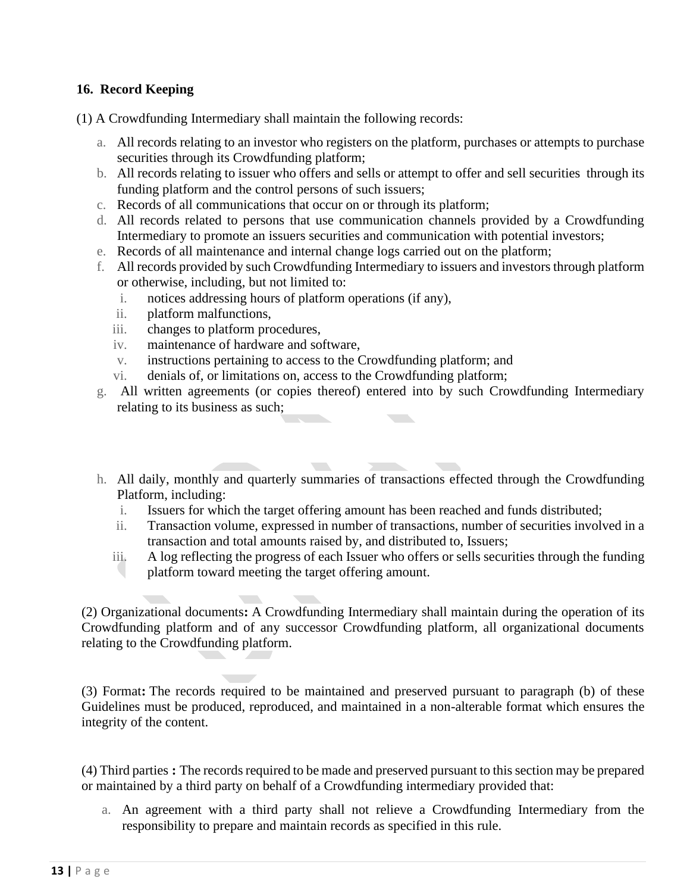### 16. Record Keeping

(1) A Crowdfunding Intermediary shall maintain the following records:

a. All records relating to an investor who registers on the platform, purchases or attempts to purchase securities through its Crowdfunding platform;
b. All records relating to issuer who offers and sells or attempt to offer and sell securities through its funding platform and the control persons of such issuers;
c. Records of all communications that occur on or through its platform;
d. All records related to persons that use communication channels provided by a Crowdfunding Intermediary to promote an issuers securities and communication with potential investors;
e. Records of all maintenance and internal change logs carried out on the platform;
f. All records provided by such Crowdfunding Intermediary to issuers and investors through platform or otherwise, including, but not limited to:
   i. notices addressing hours of platform operations (if any),
   ii. platform malfunctions,
   iii. changes to platform procedures,
   iv. maintenance of hardware and software,
   v. instructions pertaining to access to the Crowdfunding platform; and
   vi. denials of, or limitations on, access to the Crowdfunding platform;
g. All written agreements (or copies thereof) entered into by such Crowdfunding Intermediary relating to its business as such;
h. All daily, monthly and quarterly summaries of transactions effected through the Crowdfunding Platform, including:
   i. Issuers for which the target offering amount has been reached and funds distributed;
   ii. Transaction volume, expressed in number of transactions, number of securities involved in a transaction and total amounts raised by, and distributed to, Issuers;
   iii. A log reflecting the progress of each Issuer who offers or sells securities through the funding platform toward meeting the target offering amount.

(2) Organizational documents**:** A Crowdfunding Intermediary shall maintain during the operation of its Crowdfunding platform and of any successor Crowdfunding platform, all organizational documents relating to the Crowdfunding platform.

(3) Format**:** The records required to be maintained and preserved pursuant to paragraph (b) of these Guidelines must be produced, reproduced, and maintained in a non-alterable format which ensures the integrity of the content.

(4) Third parties **:** The records required to be made and preserved pursuant to this section may be prepared or maintained by a third party on behalf of a Crowdfunding intermediary provided that:

a. An agreement with a third party shall not relieve a Crowdfunding Intermediary from the responsibility to prepare and maintain records as specified in this rule.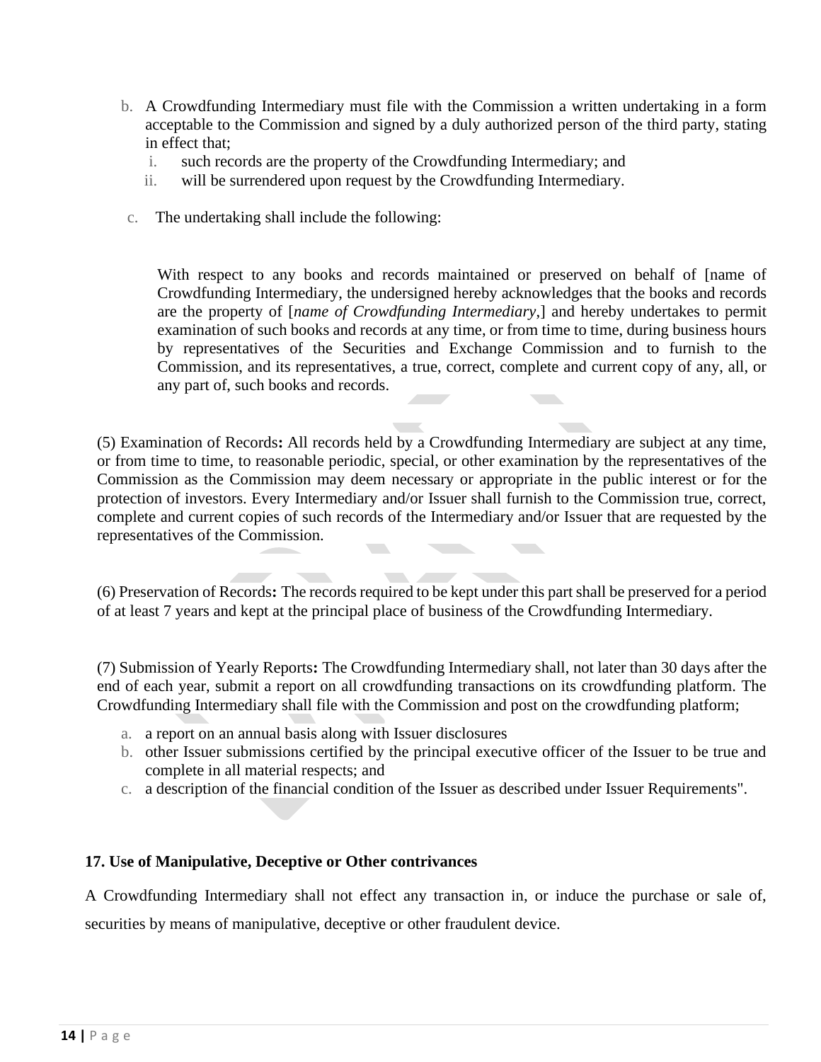b. A Crowdfunding Intermediary must file with the Commission a written undertaking in a form acceptable to the Commission and signed by a duly authorized person of the third party, stating in effect that;
   i. such records are the property of the Crowdfunding Intermediary; and
   ii. will be surrendered upon request by the Crowdfunding Intermediary.

c. The undertaking shall include the following:

> With respect to any books and records maintained or preserved on behalf of [name of Crowdfunding Intermediary, the undersigned hereby acknowledges that the books and records are the property of [*name of Crowdfunding Intermediary*,] and hereby undertakes to permit examination of such books and records at any time, or from time to time, during business hours by representatives of the Securities and Exchange Commission and to furnish to the Commission, and its representatives, a true, correct, complete and current copy of any, all, or any part of, such books and records.

(5) Examination of Records**:** All records held by a Crowdfunding Intermediary are subject at any time, or from time to time, to reasonable periodic, special, or other examination by the representatives of the Commission as the Commission may deem necessary or appropriate in the public interest or for the protection of investors. Every Intermediary and/or Issuer shall furnish to the Commission true, correct, complete and current copies of such records of the Intermediary and/or Issuer that are requested by the representatives of the Commission.

(6) Preservation of Records**:** The records required to be kept under this part shall be preserved for a period of at least 7 years and kept at the principal place of business of the Crowdfunding Intermediary.

(7) Submission of Yearly Reports**:** The Crowdfunding Intermediary shall, not later than 30 days after the end of each year, submit a report on all crowdfunding transactions on its crowdfunding platform. The Crowdfunding Intermediary shall file with the Commission and post on the crowdfunding platform;

a. a report on an annual basis along with Issuer disclosures
b. other Issuer submissions certified by the principal executive officer of the Issuer to be true and complete in all material respects; and
c. a description of the financial condition of the Issuer as described under Issuer Requirements".

**17. Use of Manipulative, Deceptive or Other contrivances**

A Crowdfunding Intermediary shall not effect any transaction in, or induce the purchase or sale of, securities by means of manipulative, deceptive or other fraudulent device.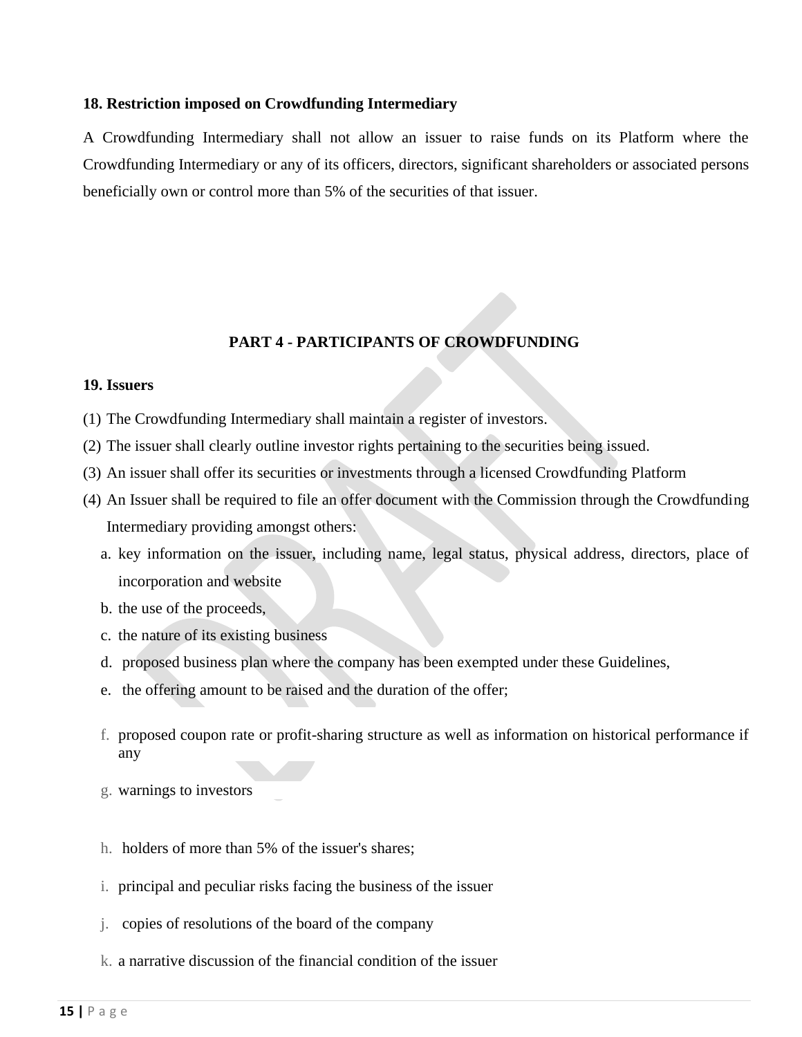### 18. Restriction imposed on Crowdfunding Intermediary

A Crowdfunding Intermediary shall not allow an issuer to raise funds on its Platform where the Crowdfunding Intermediary or any of its officers, directors, significant shareholders or associated persons beneficially own or control more than 5% of the securities of that issuer.

## PART 4 - PARTICIPANTS OF CROWDFUNDING

### 19. Issuers

(1) The Crowdfunding Intermediary shall maintain a register of investors.

(2) The issuer shall clearly outline investor rights pertaining to the securities being issued.

(3) An issuer shall offer its securities or investments through a licensed Crowdfunding Platform

(4) An Issuer shall be required to file an offer document with the Commission through the Crowdfunding Intermediary providing amongst others:

   a. key information on the issuer, including name, legal status, physical address, directors, place of incorporation and website
   b. the use of the proceeds,
   c. the nature of its existing business
   d. proposed business plan where the company has been exempted under these Guidelines,
   e. the offering amount to be raised and the duration of the offer;
   f. proposed coupon rate or profit-sharing structure as well as information on historical performance if any
   g. warnings to investors
   h. holders of more than 5% of the issuer's shares;
   i. principal and peculiar risks facing the business of the issuer
   j. copies of resolutions of the board of the company
   k. a narrative discussion of the financial condition of the issuer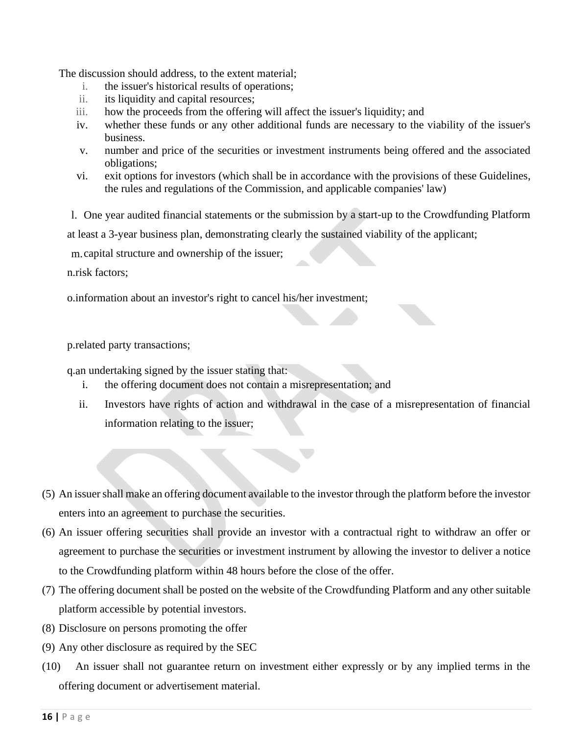The discussion should address, to the extent material;

i. the issuer's historical results of operations;
ii. its liquidity and capital resources;
iii. how the proceeds from the offering will affect the issuer's liquidity; and
iv. whether these funds or any other additional funds are necessary to the viability of the issuer's business.
v. number and price of the securities or investment instruments being offered and the associated obligations;
vi. exit options for investors (which shall be in accordance with the provisions of these Guidelines, the rules and regulations of the Commission, and applicable companies' law)

l. One year audited financial statements or the submission by a start-up to the Crowdfunding Platform at least a 3-year business plan, demonstrating clearly the sustained viability of the applicant;

m. capital structure and ownership of the issuer;

n. risk factors;

o. information about an investor's right to cancel his/her investment;

p. related party transactions;

q. an undertaking signed by the issuer stating that:

i. the offering document does not contain a misrepresentation; and
ii. Investors have rights of action and withdrawal in the case of a misrepresentation of financial information relating to the issuer;

(5) An issuer shall make an offering document available to the investor through the platform before the investor enters into an agreement to purchase the securities.

(6) An issuer offering securities shall provide an investor with a contractual right to withdraw an offer or agreement to purchase the securities or investment instrument by allowing the investor to deliver a notice to the Crowdfunding platform within 48 hours before the close of the offer.

(7) The offering document shall be posted on the website of the Crowdfunding Platform and any other suitable platform accessible by potential investors.

(8) Disclosure on persons promoting the offer

(9) Any other disclosure as required by the SEC

(10) An issuer shall not guarantee return on investment either expressly or by any implied terms in the offering document or advertisement material.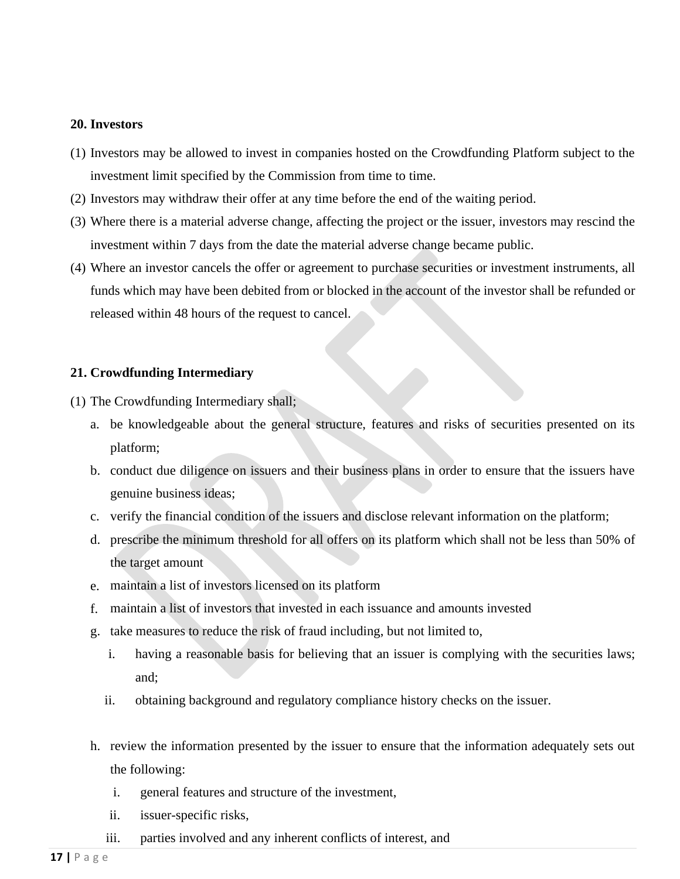**20. Investors**

(1) Investors may be allowed to invest in companies hosted on the Crowdfunding Platform subject to the investment limit specified by the Commission from time to time.

(2) Investors may withdraw their offer at any time before the end of the waiting period.

(3) Where there is a material adverse change, affecting the project or the issuer, investors may rescind the investment within 7 days from the date the material adverse change became public.

(4) Where an investor cancels the offer or agreement to purchase securities or investment instruments, all funds which may have been debited from or blocked in the account of the investor shall be refunded or released within 48 hours of the request to cancel.

**21. Crowdfunding Intermediary**

(1) The Crowdfunding Intermediary shall;

a. be knowledgeable about the general structure, features and risks of securities presented on its platform;

b. conduct due diligence on issuers and their business plans in order to ensure that the issuers have genuine business ideas;

c. verify the financial condition of the issuers and disclose relevant information on the platform;

d. prescribe the minimum threshold for all offers on its platform which shall not be less than 50% of the target amount

e. maintain a list of investors licensed on its platform

f. maintain a list of investors that invested in each issuance and amounts invested

g. take measures to reduce the risk of fraud including, but not limited to,

   i. having a reasonable basis for believing that an issuer is complying with the securities laws; and;

   ii. obtaining background and regulatory compliance history checks on the issuer.

h. review the information presented by the issuer to ensure that the information adequately sets out the following:

   i. general features and structure of the investment,

   ii. issuer-specific risks,

   iii. parties involved and any inherent conflicts of interest, and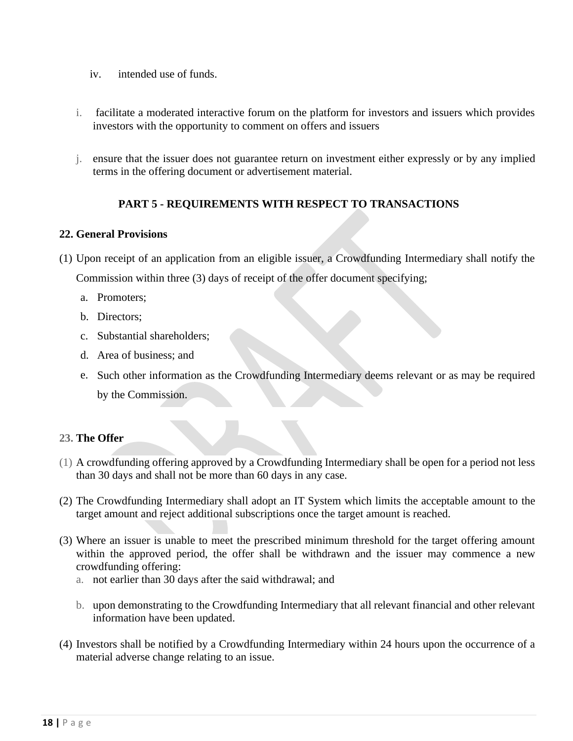iv. intended use of funds.

i. facilitate a moderated interactive forum on the platform for investors and issuers which provides investors with the opportunity to comment on offers and issuers

j. ensure that the issuer does not guarantee return on investment either expressly or by any implied terms in the offering document or advertisement material.

## PART 5 - REQUIREMENTS WITH RESPECT TO TRANSACTIONS

### 22. General Provisions

(1) Upon receipt of an application from an eligible issuer, a Crowdfunding Intermediary shall notify the Commission within three (3) days of receipt of the offer document specifying;

a. Promoters;
b. Directors;
c. Substantial shareholders;
d. Area of business; and
e. Such other information as the Crowdfunding Intermediary deems relevant or as may be required by the Commission.

### 23. The Offer

(1) A crowdfunding offering approved by a Crowdfunding Intermediary shall be open for a period not less than 30 days and shall not be more than 60 days in any case.

(2) The Crowdfunding Intermediary shall adopt an IT System which limits the acceptable amount to the target amount and reject additional subscriptions once the target amount is reached.

(3) Where an issuer is unable to meet the prescribed minimum threshold for the target offering amount within the approved period, the offer shall be withdrawn and the issuer may commence a new crowdfunding offering:

a. not earlier than 30 days after the said withdrawal; and

b. upon demonstrating to the Crowdfunding Intermediary that all relevant financial and other relevant information have been updated.

(4) Investors shall be notified by a Crowdfunding Intermediary within 24 hours upon the occurrence of a material adverse change relating to an issue.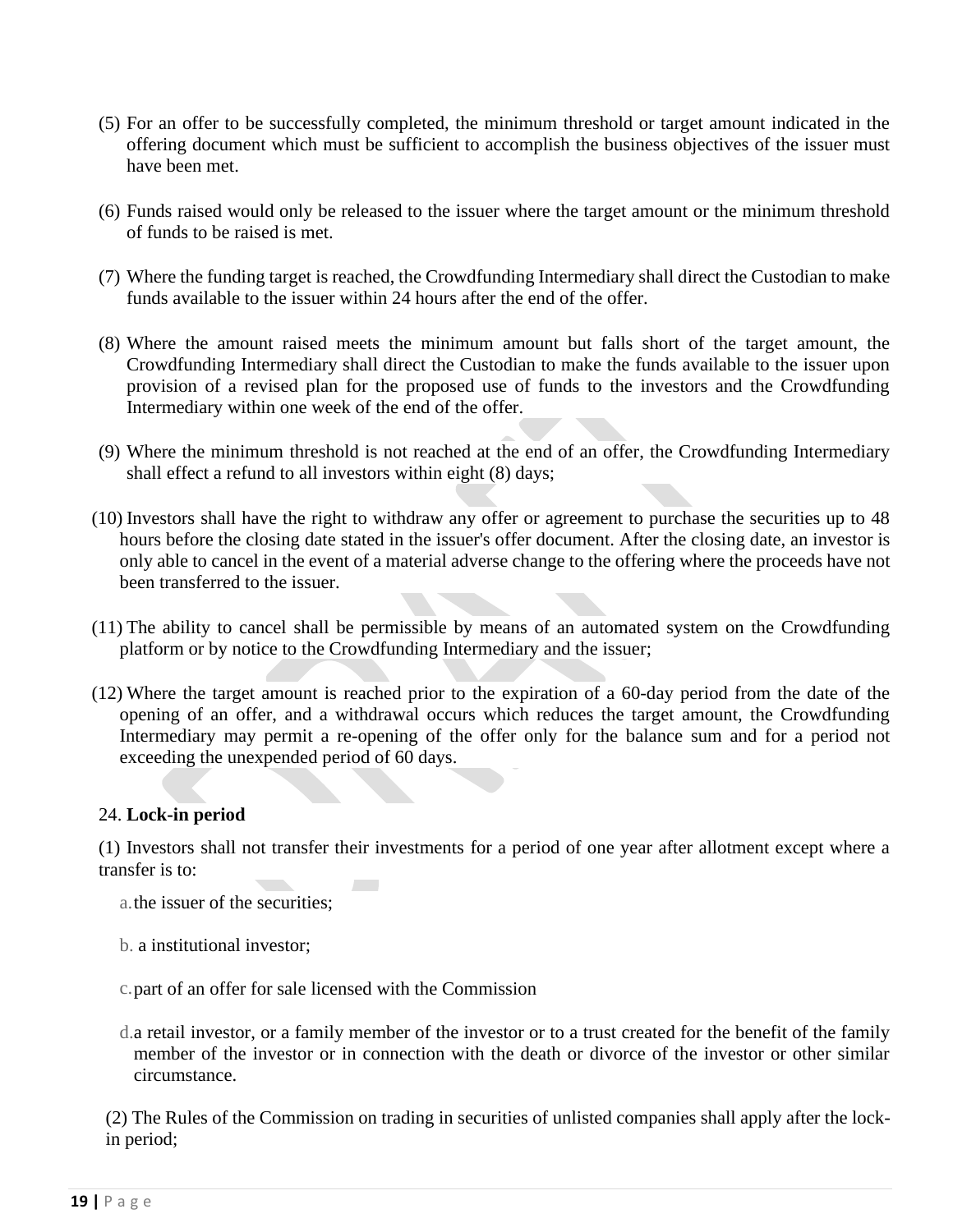(5) For an offer to be successfully completed, the minimum threshold or target amount indicated in the offering document which must be sufficient to accomplish the business objectives of the issuer must have been met.

(6) Funds raised would only be released to the issuer where the target amount or the minimum threshold of funds to be raised is met.

(7) Where the funding target is reached, the Crowdfunding Intermediary shall direct the Custodian to make funds available to the issuer within 24 hours after the end of the offer.

(8) Where the amount raised meets the minimum amount but falls short of the target amount, the Crowdfunding Intermediary shall direct the Custodian to make the funds available to the issuer upon provision of a revised plan for the proposed use of funds to the investors and the Crowdfunding Intermediary within one week of the end of the offer.

(9) Where the minimum threshold is not reached at the end of an offer, the Crowdfunding Intermediary shall effect a refund to all investors within eight (8) days;

(10) Investors shall have the right to withdraw any offer or agreement to purchase the securities up to 48 hours before the closing date stated in the issuer's offer document. After the closing date, an investor is only able to cancel in the event of a material adverse change to the offering where the proceeds have not been transferred to the issuer.

(11) The ability to cancel shall be permissible by means of an automated system on the Crowdfunding platform or by notice to the Crowdfunding Intermediary and the issuer;

(12) Where the target amount is reached prior to the expiration of a 60-day period from the date of the opening of an offer, and a withdrawal occurs which reduces the target amount, the Crowdfunding Intermediary may permit a re-opening of the offer only for the balance sum and for a period not exceeding the unexpended period of 60 days.

24. **Lock-in period**

(1) Investors shall not transfer their investments for a period of one year after allotment except where a transfer is to:

a. the issuer of the securities;

b. a institutional investor;

c. part of an offer for sale licensed with the Commission

d. a retail investor, or a family member of the investor or to a trust created for the benefit of the family member of the investor or in connection with the death or divorce of the investor or other similar circumstance.

(2) The Rules of the Commission on trading in securities of unlisted companies shall apply after the lock-in period;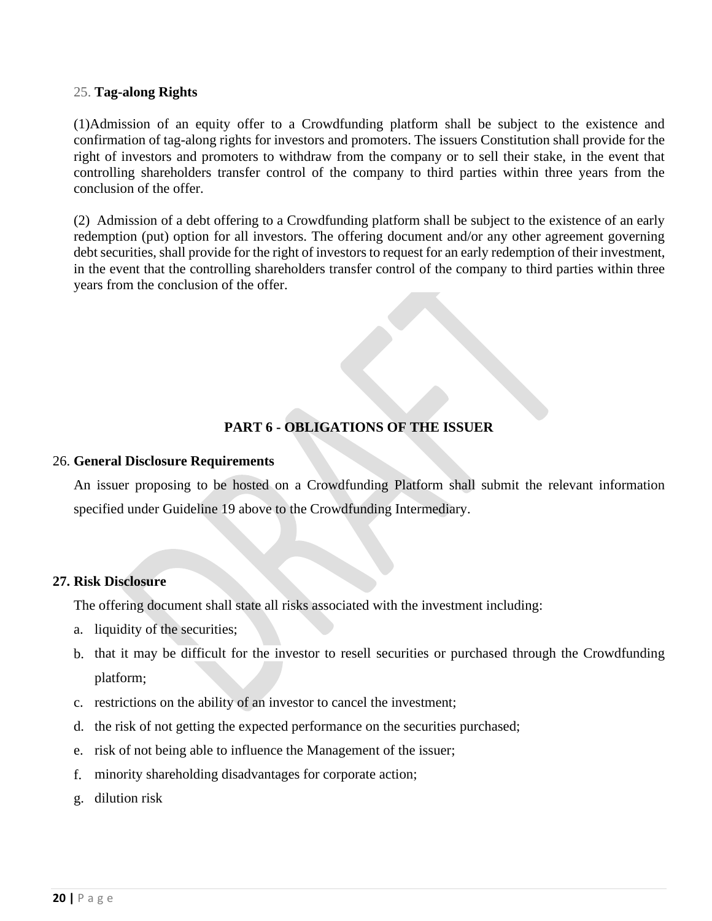25. **Tag-along Rights**

(1)Admission of an equity offer to a Crowdfunding platform shall be subject to the existence and confirmation of tag-along rights for investors and promoters. The issuers Constitution shall provide for the right of investors and promoters to withdraw from the company or to sell their stake, in the event that controlling shareholders transfer control of the company to third parties within three years from the conclusion of the offer.

(2) Admission of a debt offering to a Crowdfunding platform shall be subject to the existence of an early redemption (put) option for all investors. The offering document and/or any other agreement governing debt securities, shall provide for the right of investors to request for an early redemption of their investment, in the event that the controlling shareholders transfer control of the company to third parties within three years from the conclusion of the offer.

## PART 6 - OBLIGATIONS OF THE ISSUER

26. **General Disclosure Requirements**

An issuer proposing to be hosted on a Crowdfunding Platform shall submit the relevant information specified under Guideline 19 above to the Crowdfunding Intermediary.

**27. Risk Disclosure**

The offering document shall state all risks associated with the investment including:

a. liquidity of the securities;
b. that it may be difficult for the investor to resell securities or purchased through the Crowdfunding platform;
c. restrictions on the ability of an investor to cancel the investment;
d. the risk of not getting the expected performance on the securities purchased;
e. risk of not being able to influence the Management of the issuer;
f. minority shareholding disadvantages for corporate action;
g. dilution risk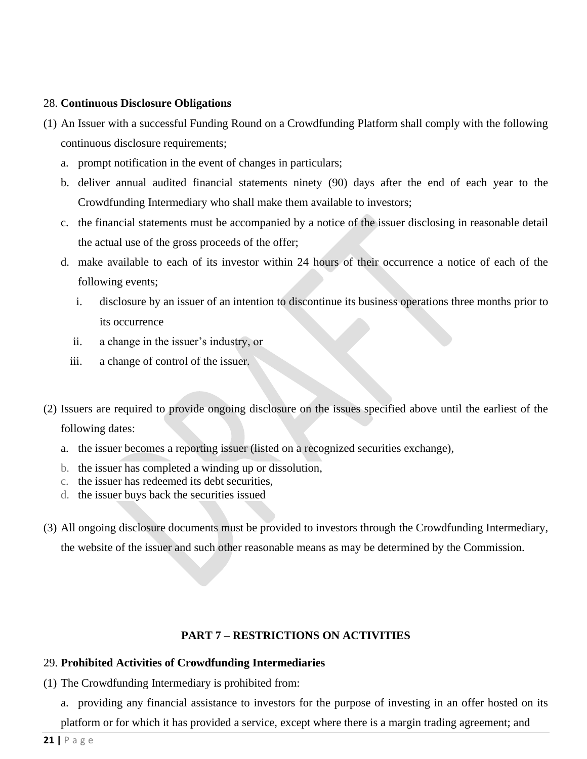28. **Continuous Disclosure Obligations**

(1) An Issuer with a successful Funding Round on a Crowdfunding Platform shall comply with the following continuous disclosure requirements;

   a. prompt notification in the event of changes in particulars;
   b. deliver annual audited financial statements ninety (90) days after the end of each year to the Crowdfunding Intermediary who shall make them available to investors;
   c. the financial statements must be accompanied by a notice of the issuer disclosing in reasonable detail the actual use of the gross proceeds of the offer;
   d. make available to each of its investor within 24 hours of their occurrence a notice of each of the following events;
      i. disclosure by an issuer of an intention to discontinue its business operations three months prior to its occurrence
      ii. a change in the issuer's industry, or
      iii. a change of control of the issuer.

(2) Issuers are required to provide ongoing disclosure on the issues specified above until the earliest of the following dates:

   a. the issuer becomes a reporting issuer (listed on a recognized securities exchange),
   b. the issuer has completed a winding up or dissolution,
   c. the issuer has redeemed its debt securities,
   d. the issuer buys back the securities issued

(3) All ongoing disclosure documents must be provided to investors through the Crowdfunding Intermediary, the website of the issuer and such other reasonable means as may be determined by the Commission.

## PART 7 – RESTRICTIONS ON ACTIVITIES

29. **Prohibited Activities of Crowdfunding Intermediaries**

(1) The Crowdfunding Intermediary is prohibited from:

   a. providing any financial assistance to investors for the purpose of investing in an offer hosted on its platform or for which it has provided a service, except where there is a margin trading agreement; and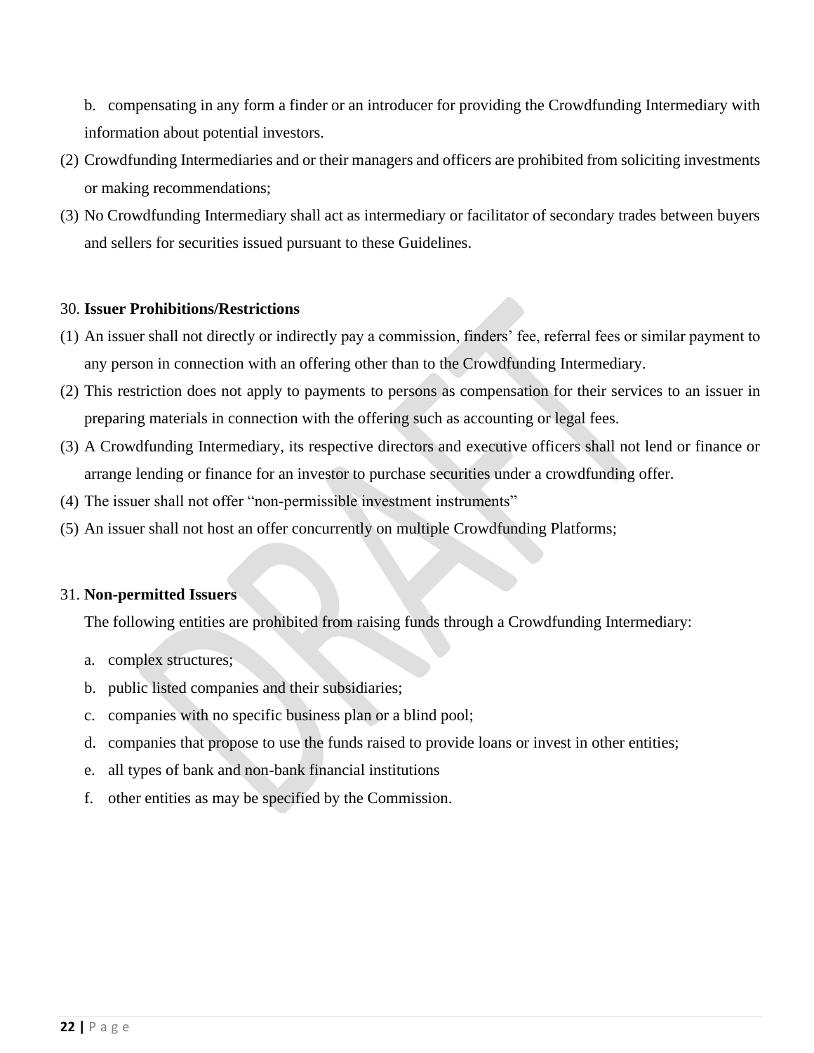b. compensating in any form a finder or an introducer for providing the Crowdfunding Intermediary with information about potential investors.

(2) Crowdfunding Intermediaries and or their managers and officers are prohibited from soliciting investments or making recommendations;

(3) No Crowdfunding Intermediary shall act as intermediary or facilitator of secondary trades between buyers and sellers for securities issued pursuant to these Guidelines.

30. **Issuer Prohibitions/Restrictions**

(1) An issuer shall not directly or indirectly pay a commission, finders' fee, referral fees or similar payment to any person in connection with an offering other than to the Crowdfunding Intermediary.

(2) This restriction does not apply to payments to persons as compensation for their services to an issuer in preparing materials in connection with the offering such as accounting or legal fees.

(3) A Crowdfunding Intermediary, its respective directors and executive officers shall not lend or finance or arrange lending or finance for an investor to purchase securities under a crowdfunding offer.

(4) The issuer shall not offer "non-permissible investment instruments"

(5) An issuer shall not host an offer concurrently on multiple Crowdfunding Platforms;

31. **Non-permitted Issuers**

The following entities are prohibited from raising funds through a Crowdfunding Intermediary:

a. complex structures;
b. public listed companies and their subsidiaries;
c. companies with no specific business plan or a blind pool;
d. companies that propose to use the funds raised to provide loans or invest in other entities;
e. all types of bank and non-bank financial institutions
f. other entities as may be specified by the Commission.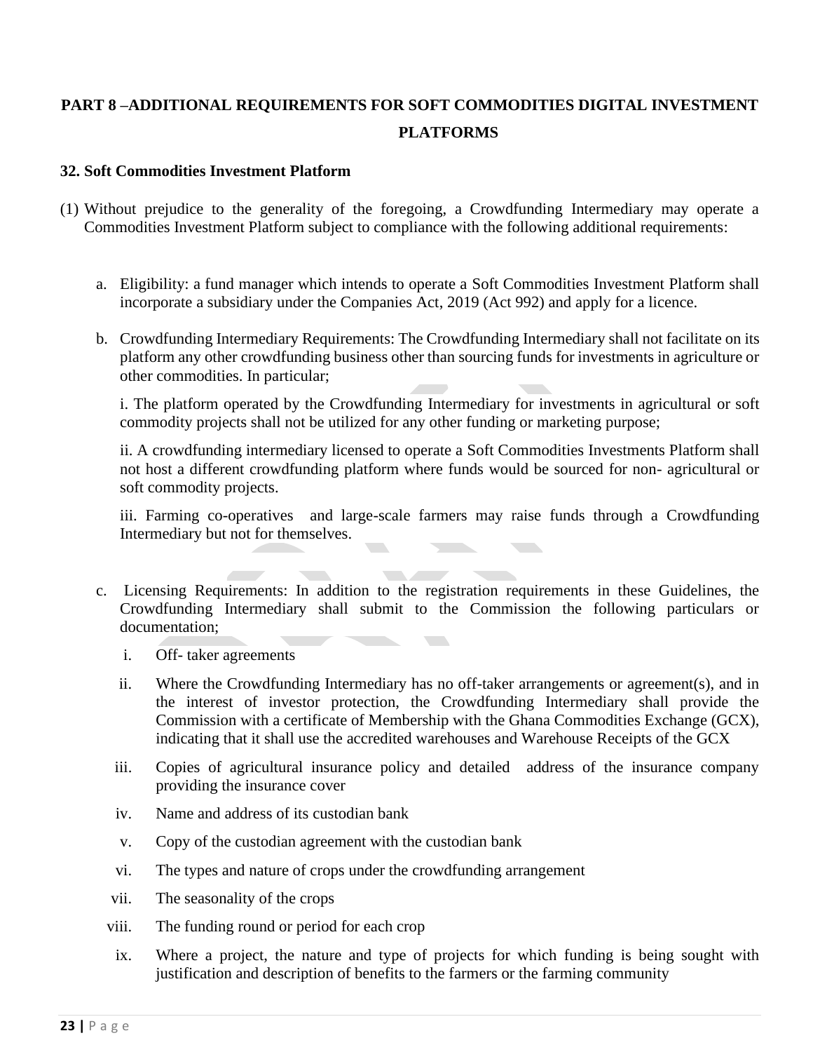# PART 8 –ADDITIONAL REQUIREMENTS FOR SOFT COMMODITIES DIGITAL INVESTMENT PLATFORMS

### 32. Soft Commodities Investment Platform

(1) Without prejudice to the generality of the foregoing, a Crowdfunding Intermediary may operate a Commodities Investment Platform subject to compliance with the following additional requirements:

a. Eligibility: a fund manager which intends to operate a Soft Commodities Investment Platform shall incorporate a subsidiary under the Companies Act, 2019 (Act 992) and apply for a licence.

b. Crowdfunding Intermediary Requirements: The Crowdfunding Intermediary shall not facilitate on its platform any other crowdfunding business other than sourcing funds for investments in agriculture or other commodities. In particular;

i. The platform operated by the Crowdfunding Intermediary for investments in agricultural or soft commodity projects shall not be utilized for any other funding or marketing purpose;

ii. A crowdfunding intermediary licensed to operate a Soft Commodities Investments Platform shall not host a different crowdfunding platform where funds would be sourced for non- agricultural or soft commodity projects.

iii. Farming co-operatives and large-scale farmers may raise funds through a Crowdfunding Intermediary but not for themselves.

c. Licensing Requirements: In addition to the registration requirements in these Guidelines, the Crowdfunding Intermediary shall submit to the Commission the following particulars or documentation;

i. Off- taker agreements

ii. Where the Crowdfunding Intermediary has no off-taker arrangements or agreement(s), and in the interest of investor protection, the Crowdfunding Intermediary shall provide the Commission with a certificate of Membership with the Ghana Commodities Exchange (GCX), indicating that it shall use the accredited warehouses and Warehouse Receipts of the GCX

iii. Copies of agricultural insurance policy and detailed address of the insurance company providing the insurance cover

iv. Name and address of its custodian bank

v. Copy of the custodian agreement with the custodian bank

vi. The types and nature of crops under the crowdfunding arrangement

vii. The seasonality of the crops

viii. The funding round or period for each crop

ix. Where a project, the nature and type of projects for which funding is being sought with justification and description of benefits to the farmers or the farming community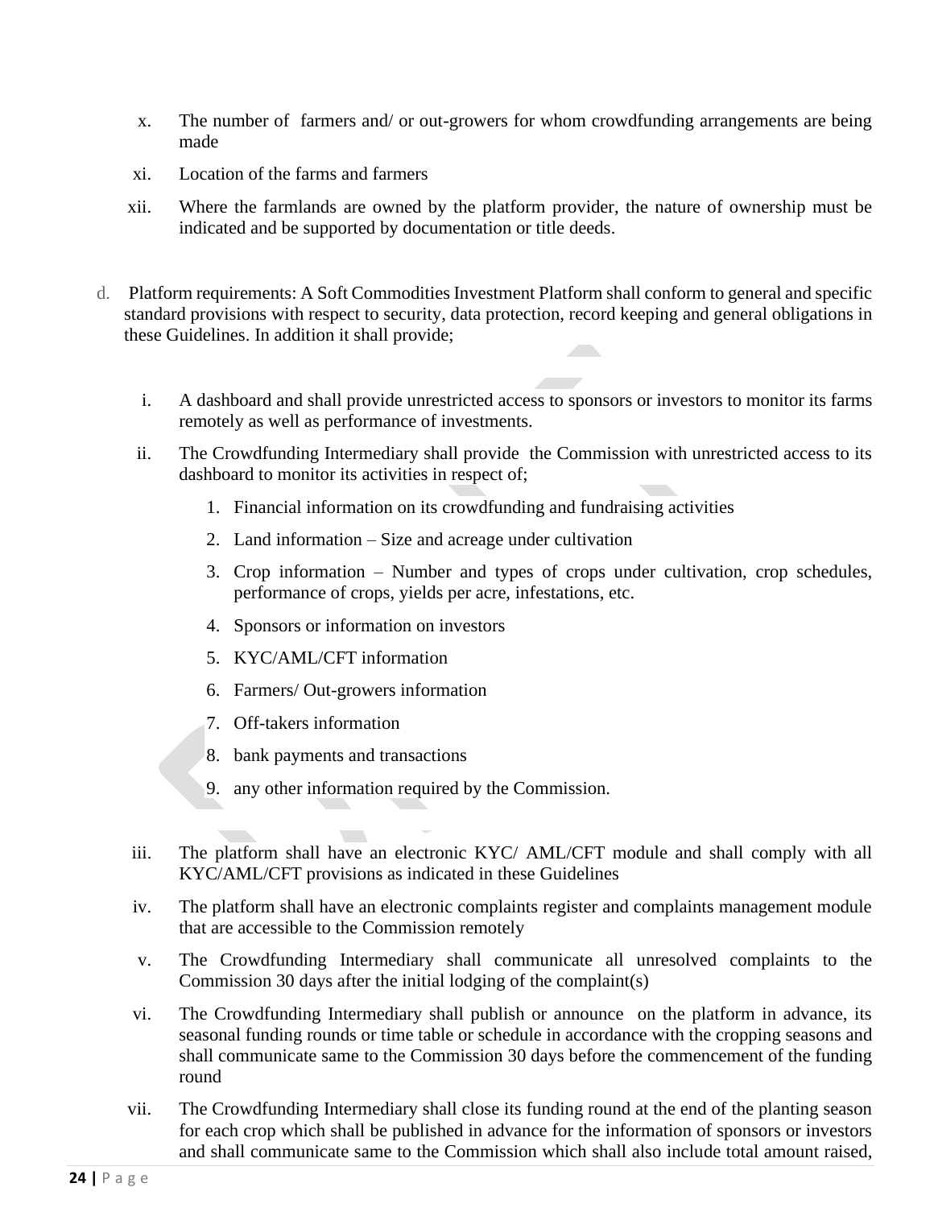x. The number of farmers and/ or out-growers for whom crowdfunding arrangements are being made

xi. Location of the farms and farmers

xii. Where the farmlands are owned by the platform provider, the nature of ownership must be indicated and be supported by documentation or title deeds.

d. Platform requirements: A Soft Commodities Investment Platform shall conform to general and specific standard provisions with respect to security, data protection, record keeping and general obligations in these Guidelines. In addition it shall provide;

i. A dashboard and shall provide unrestricted access to sponsors or investors to monitor its farms remotely as well as performance of investments.

ii. The Crowdfunding Intermediary shall provide the Commission with unrestricted access to its dashboard to monitor its activities in respect of;

1. Financial information on its crowdfunding and fundraising activities
2. Land information – Size and acreage under cultivation
3. Crop information – Number and types of crops under cultivation, crop schedules, performance of crops, yields per acre, infestations, etc.
4. Sponsors or information on investors
5. KYC/AML/CFT information
6. Farmers/ Out-growers information
7. Off-takers information
8. bank payments and transactions
9. any other information required by the Commission.

iii. The platform shall have an electronic KYC/ AML/CFT module and shall comply with all KYC/AML/CFT provisions as indicated in these Guidelines

iv. The platform shall have an electronic complaints register and complaints management module that are accessible to the Commission remotely

v. The Crowdfunding Intermediary shall communicate all unresolved complaints to the Commission 30 days after the initial lodging of the complaint(s)

vi. The Crowdfunding Intermediary shall publish or announce on the platform in advance, its seasonal funding rounds or time table or schedule in accordance with the cropping seasons and shall communicate same to the Commission 30 days before the commencement of the funding round

vii. The Crowdfunding Intermediary shall close its funding round at the end of the planting season for each crop which shall be published in advance for the information of sponsors or investors and shall communicate same to the Commission which shall also include total amount raised,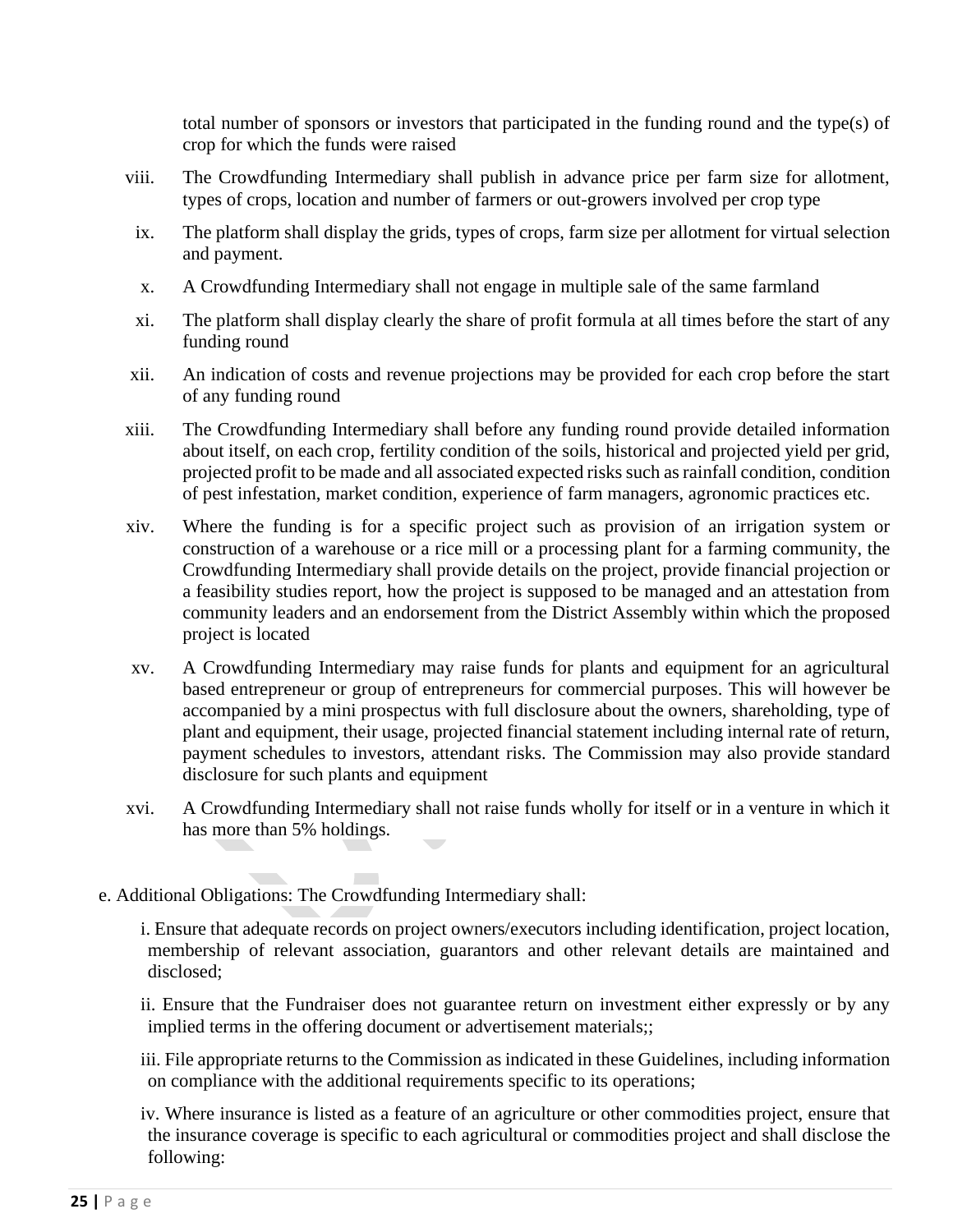total number of sponsors or investors that participated in the funding round and the type(s) of crop for which the funds were raised

viii. The Crowdfunding Intermediary shall publish in advance price per farm size for allotment, types of crops, location and number of farmers or out-growers involved per crop type

ix. The platform shall display the grids, types of crops, farm size per allotment for virtual selection and payment.

x. A Crowdfunding Intermediary shall not engage in multiple sale of the same farmland

xi. The platform shall display clearly the share of profit formula at all times before the start of any funding round

xii. An indication of costs and revenue projections may be provided for each crop before the start of any funding round

xiii. The Crowdfunding Intermediary shall before any funding round provide detailed information about itself, on each crop, fertility condition of the soils, historical and projected yield per grid, projected profit to be made and all associated expected risks such as rainfall condition, condition of pest infestation, market condition, experience of farm managers, agronomic practices etc.

xiv. Where the funding is for a specific project such as provision of an irrigation system or construction of a warehouse or a rice mill or a processing plant for a farming community, the Crowdfunding Intermediary shall provide details on the project, provide financial projection or a feasibility studies report, how the project is supposed to be managed and an attestation from community leaders and an endorsement from the District Assembly within which the proposed project is located

xv. A Crowdfunding Intermediary may raise funds for plants and equipment for an agricultural based entrepreneur or group of entrepreneurs for commercial purposes. This will however be accompanied by a mini prospectus with full disclosure about the owners, shareholding, type of plant and equipment, their usage, projected financial statement including internal rate of return, payment schedules to investors, attendant risks. The Commission may also provide standard disclosure for such plants and equipment

xvi. A Crowdfunding Intermediary shall not raise funds wholly for itself or in a venture in which it has more than 5% holdings.

e. Additional Obligations: The Crowdfunding Intermediary shall:

i. Ensure that adequate records on project owners/executors including identification, project location, membership of relevant association, guarantors and other relevant details are maintained and disclosed;

ii. Ensure that the Fundraiser does not guarantee return on investment either expressly or by any implied terms in the offering document or advertisement materials;;

iii. File appropriate returns to the Commission as indicated in these Guidelines, including information on compliance with the additional requirements specific to its operations;

iv. Where insurance is listed as a feature of an agriculture or other commodities project, ensure that the insurance coverage is specific to each agricultural or commodities project and shall disclose the following: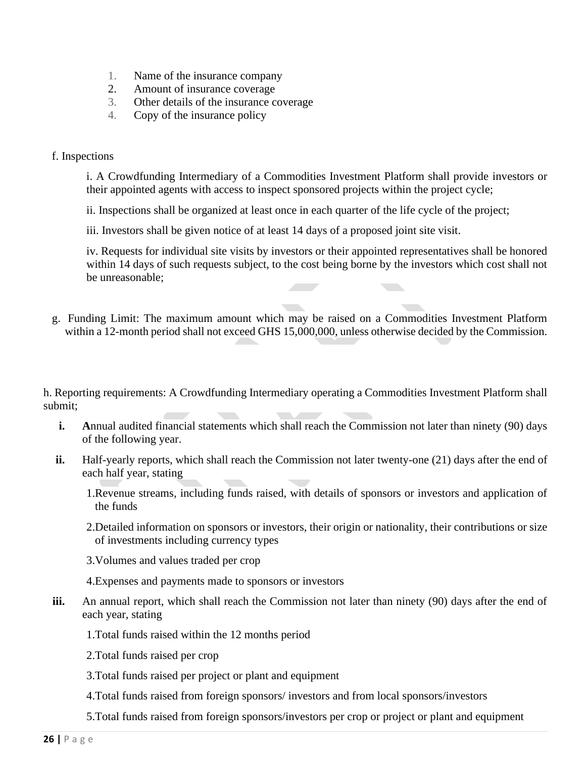1. Name of the insurance company
2. Amount of insurance coverage
3. Other details of the insurance coverage
4. Copy of the insurance policy

f. Inspections

i. A Crowdfunding Intermediary of a Commodities Investment Platform shall provide investors or their appointed agents with access to inspect sponsored projects within the project cycle;

ii. Inspections shall be organized at least once in each quarter of the life cycle of the project;

iii. Investors shall be given notice of at least 14 days of a proposed joint site visit.

iv. Requests for individual site visits by investors or their appointed representatives shall be honored within 14 days of such requests subject, to the cost being borne by the investors which cost shall not be unreasonable;

g. Funding Limit: The maximum amount which may be raised on a Commodities Investment Platform within a 12-month period shall not exceed GHS 15,000,000, unless otherwise decided by the Commission.

h. Reporting requirements: A Crowdfunding Intermediary operating a Commodities Investment Platform shall submit;

**i.** **A**nnual audited financial statements which shall reach the Commission not later than ninety (90) days of the following year.

**ii.** Half-yearly reports, which shall reach the Commission not later twenty-one (21) days after the end of each half year, stating

1. Revenue streams, including funds raised, with details of sponsors or investors and application of the funds
2. Detailed information on sponsors or investors, their origin or nationality, their contributions or size of investments including currency types
3. Volumes and values traded per crop
4. Expenses and payments made to sponsors or investors

**iii.** An annual report, which shall reach the Commission not later than ninety (90) days after the end of each year, stating

1. Total funds raised within the 12 months period
2. Total funds raised per crop
3. Total funds raised per project or plant and equipment
4. Total funds raised from foreign sponsors/ investors and from local sponsors/investors
5. Total funds raised from foreign sponsors/investors per crop or project or plant and equipment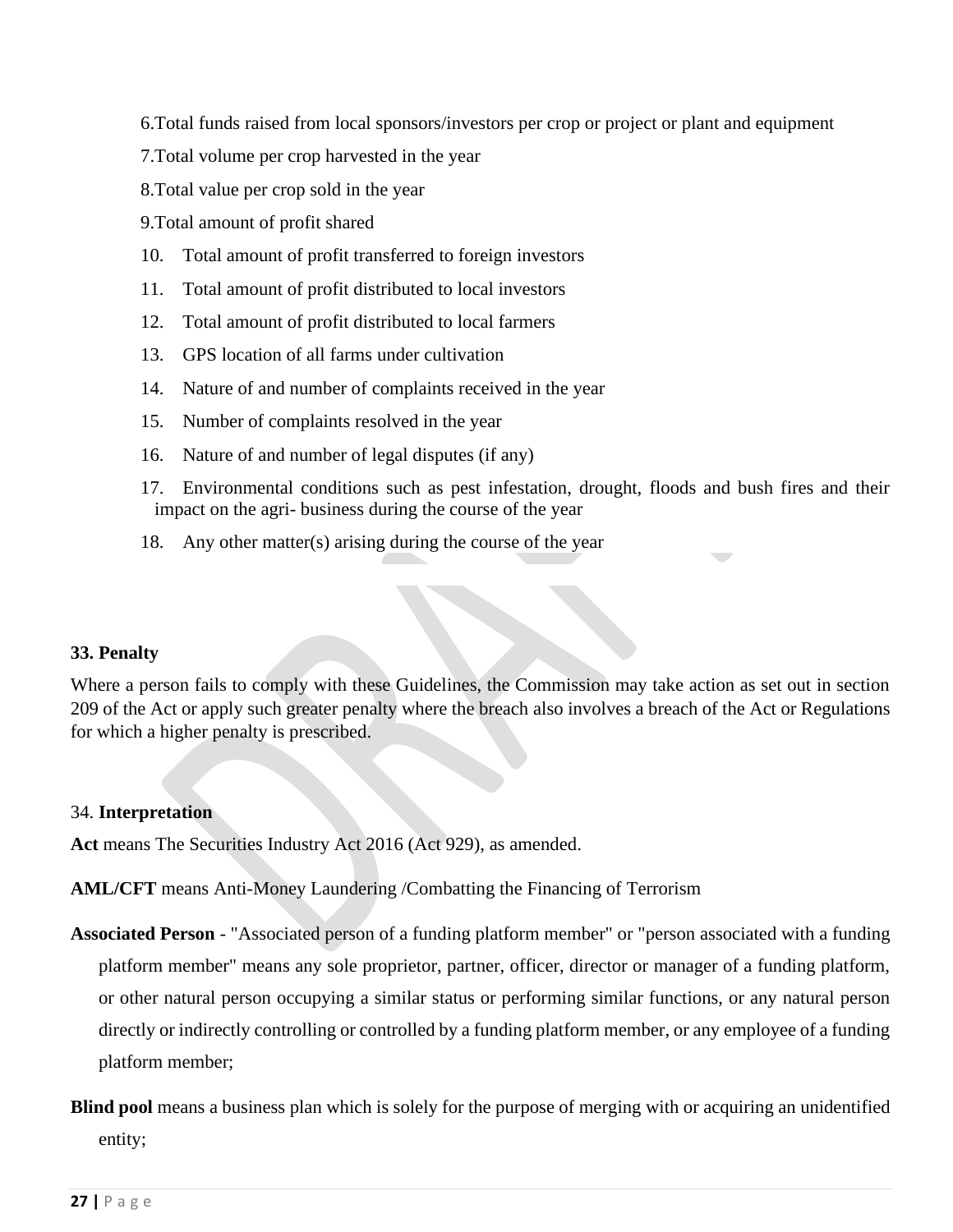6. Total funds raised from local sponsors/investors per crop or project or plant and equipment
7. Total volume per crop harvested in the year
8. Total value per crop sold in the year
9. Total amount of profit shared
10. Total amount of profit transferred to foreign investors
11. Total amount of profit distributed to local investors
12. Total amount of profit distributed to local farmers
13. GPS location of all farms under cultivation
14. Nature of and number of complaints received in the year
15. Number of complaints resolved in the year
16. Nature of and number of legal disputes (if any)
17. Environmental conditions such as pest infestation, drought, floods and bush fires and their impact on the agri- business during the course of the year
18. Any other matter(s) arising during the course of the year

**33. Penalty**

Where a person fails to comply with these Guidelines, the Commission may take action as set out in section 209 of the Act or apply such greater penalty where the breach also involves a breach of the Act or Regulations for which a higher penalty is prescribed.

34. **Interpretation**

**Act** means The Securities Industry Act 2016 (Act 929), as amended.

**AML/CFT** means Anti-Money Laundering /Combatting the Financing of Terrorism

**Associated Person** - "Associated person of a funding platform member" or "person associated with a funding platform member" means any sole proprietor, partner, officer, director or manager of a funding platform, or other natural person occupying a similar status or performing similar functions, or any natural person directly or indirectly controlling or controlled by a funding platform member, or any employee of a funding platform member;

**Blind pool** means a business plan which is solely for the purpose of merging with or acquiring an unidentified entity;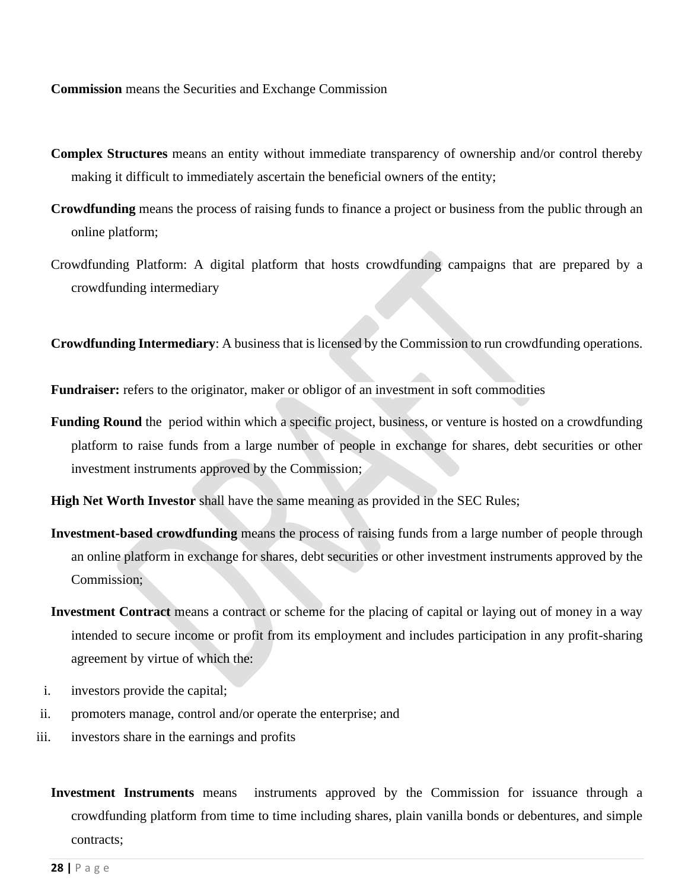**Commission** means the Securities and Exchange Commission

**Complex Structures** means an entity without immediate transparency of ownership and/or control thereby making it difficult to immediately ascertain the beneficial owners of the entity;

**Crowdfunding** means the process of raising funds to finance a project or business from the public through an online platform;

Crowdfunding Platform: A digital platform that hosts crowdfunding campaigns that are prepared by a crowdfunding intermediary

**Crowdfunding Intermediary**: A business that is licensed by the Commission to run crowdfunding operations.

**Fundraiser:** refers to the originator, maker or obligor of an investment in soft commodities

**Funding Round** the period within which a specific project, business, or venture is hosted on a crowdfunding platform to raise funds from a large number of people in exchange for shares, debt securities or other investment instruments approved by the Commission;

**High Net Worth Investor** shall have the same meaning as provided in the SEC Rules;

**Investment-based crowdfunding** means the process of raising funds from a large number of people through an online platform in exchange for shares, debt securities or other investment instruments approved by the Commission;

**Investment Contract** means a contract or scheme for the placing of capital or laying out of money in a way intended to secure income or profit from its employment and includes participation in any profit-sharing agreement by virtue of which the:

i. investors provide the capital;
ii. promoters manage, control and/or operate the enterprise; and
iii. investors share in the earnings and profits

**Investment Instruments** means instruments approved by the Commission for issuance through a crowdfunding platform from time to time including shares, plain vanilla bonds or debentures, and simple contracts;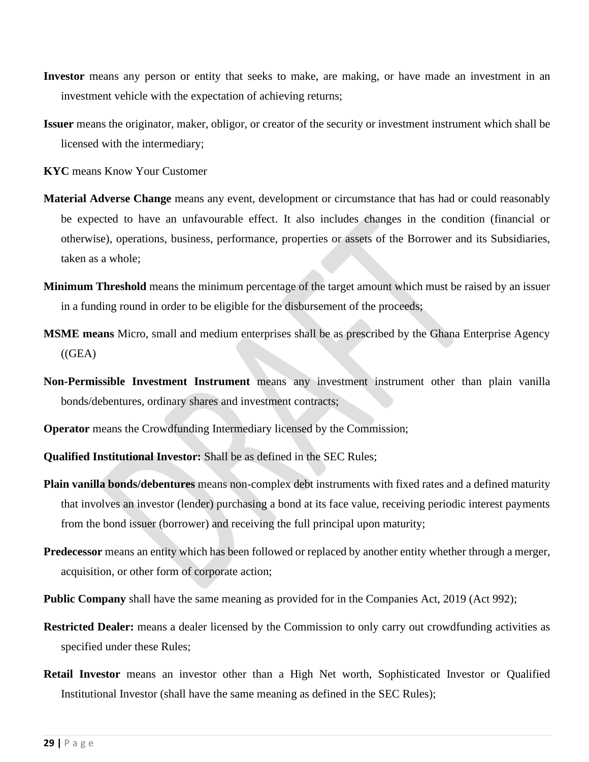**Investor** means any person or entity that seeks to make, are making, or have made an investment in an investment vehicle with the expectation of achieving returns;

**Issuer** means the originator, maker, obligor, or creator of the security or investment instrument which shall be licensed with the intermediary;

**KYC** means Know Your Customer

**Material Adverse Change** means any event, development or circumstance that has had or could reasonably be expected to have an unfavourable effect. It also includes changes in the condition (financial or otherwise), operations, business, performance, properties or assets of the Borrower and its Subsidiaries, taken as a whole;

**Minimum Threshold** means the minimum percentage of the target amount which must be raised by an issuer in a funding round in order to be eligible for the disbursement of the proceeds;

**MSME means** Micro, small and medium enterprises shall be as prescribed by the Ghana Enterprise Agency ((GEA)

**Non-Permissible Investment Instrument** means any investment instrument other than plain vanilla bonds/debentures, ordinary shares and investment contracts;

**Operator** means the Crowdfunding Intermediary licensed by the Commission;

**Qualified Institutional Investor:** Shall be as defined in the SEC Rules;

**Plain vanilla bonds/debentures** means non-complex debt instruments with fixed rates and a defined maturity that involves an investor (lender) purchasing a bond at its face value, receiving periodic interest payments from the bond issuer (borrower) and receiving the full principal upon maturity;

**Predecessor** means an entity which has been followed or replaced by another entity whether through a merger, acquisition, or other form of corporate action;

**Public Company** shall have the same meaning as provided for in the Companies Act, 2019 (Act 992);

**Restricted Dealer:** means a dealer licensed by the Commission to only carry out crowdfunding activities as specified under these Rules;

**Retail Investor** means an investor other than a High Net worth, Sophisticated Investor or Qualified Institutional Investor (shall have the same meaning as defined in the SEC Rules);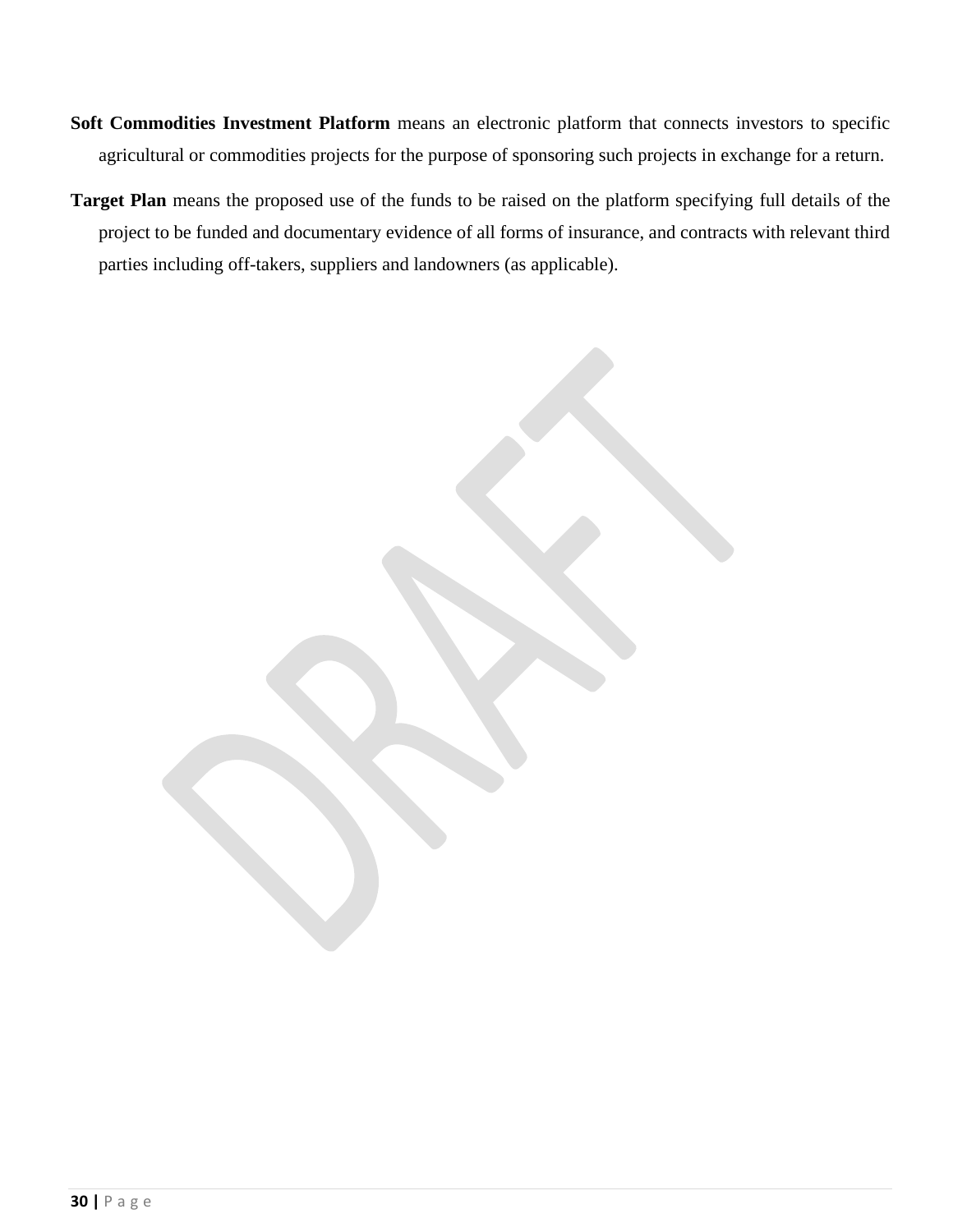**Soft Commodities Investment Platform** means an electronic platform that connects investors to specific agricultural or commodities projects for the purpose of sponsoring such projects in exchange for a return.

**Target Plan** means the proposed use of the funds to be raised on the platform specifying full details of the project to be funded and documentary evidence of all forms of insurance, and contracts with relevant third parties including off-takers, suppliers and landowners (as applicable).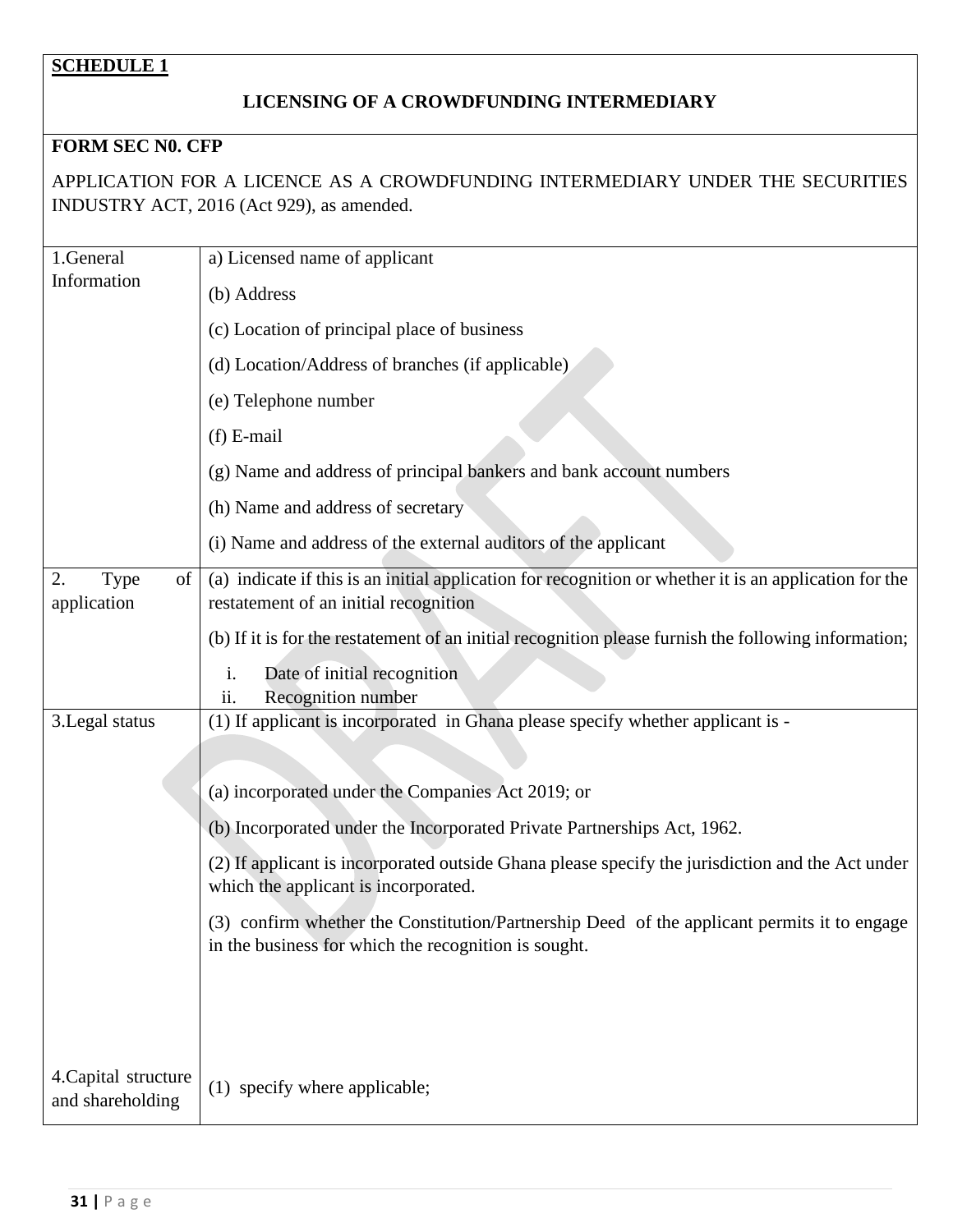**SCHEDULE 1**

**LICENSING OF A CROWDFUNDING INTERMEDIARY**

**FORM SEC N0. CFP**

APPLICATION FOR A LICENCE AS A CROWDFUNDING INTERMEDIARY UNDER THE SECURITIES INDUSTRY ACT, 2016 (Act 929), as amended.

| | |
|---|---|
| 1.General Information | a) Licensed name of applicant<br>(b) Address<br>(c) Location of principal place of business<br>(d) Location/Address of branches (if applicable)<br>(e) Telephone number<br>(f) E-mail<br>(g) Name and address of principal bankers and bank account numbers<br>(h) Name and address of secretary<br>(i) Name and address of the external auditors of the applicant |
| 2. Type of application | (a) indicate if this is an initial application for recognition or whether it is an application for the restatement of an initial recognition<br>(b) If it is for the restatement of an initial recognition please furnish the following information;<br>i. Date of initial recognition<br>ii. Recognition number |
| 3.Legal status | (1) If applicant is incorporated in Ghana please specify whether applicant is -<br>(a) incorporated under the Companies Act 2019; or<br>(b) Incorporated under the Incorporated Private Partnerships Act, 1962.<br>(2) If applicant is incorporated outside Ghana please specify the jurisdiction and the Act under which the applicant is incorporated.<br>(3) confirm whether the Constitution/Partnership Deed of the applicant permits it to engage in the business for which the recognition is sought. |
| 4.Capital structure and shareholding | (1) specify where applicable; |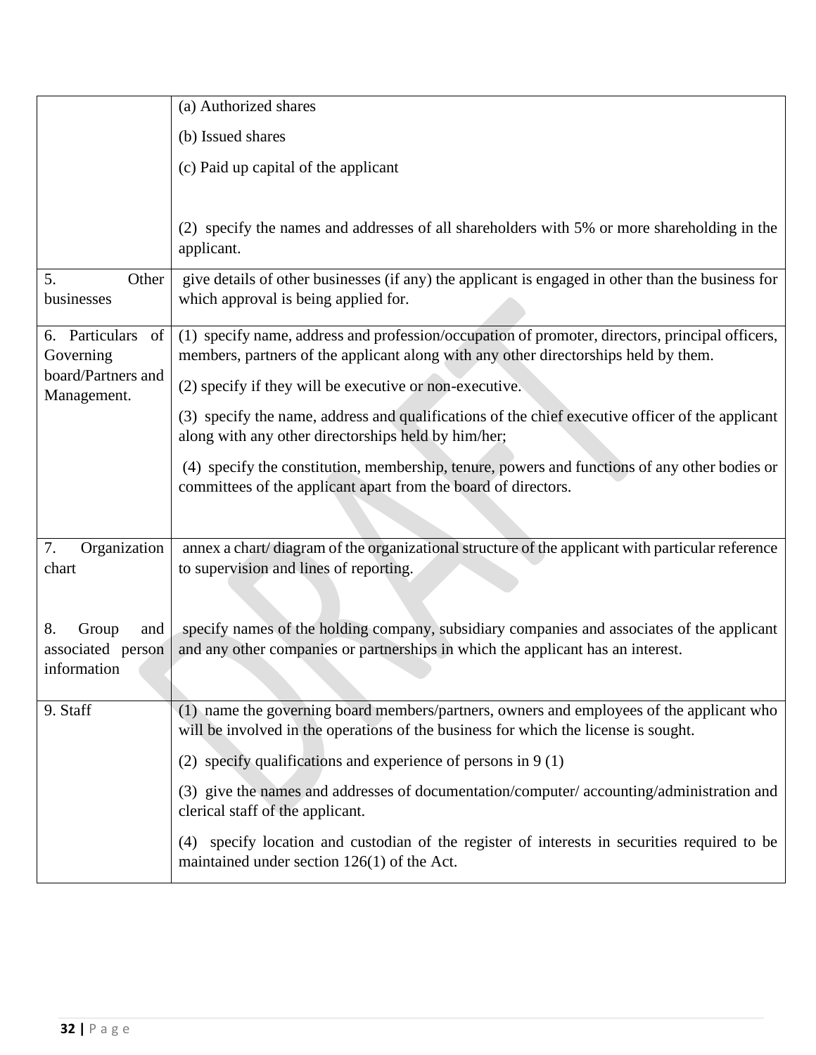| | |
|---|---|
| | (a) Authorized shares<br><br>(b) Issued shares<br><br>(c) Paid up capital of the applicant<br><br>(2) specify the names and addresses of all shareholders with 5% or more shareholding in the applicant. |
| 5. Other businesses | give details of other businesses (if any) the applicant is engaged in other than the business for which approval is being applied for. |
| 6. Particulars of Governing board/Partners and Management. | (1) specify name, address and profession/occupation of promoter, directors, principal officers, members, partners of the applicant along with any other directorships held by them.<br><br>(2) specify if they will be executive or non-executive.<br><br>(3) specify the name, address and qualifications of the chief executive officer of the applicant along with any other directorships held by him/her;<br><br>(4) specify the constitution, membership, tenure, powers and functions of any other bodies or committees of the applicant apart from the board of directors. |
| 7. Organization chart<br><br>8. Group and associated person information | annex a chart/ diagram of the organizational structure of the applicant with particular reference to supervision and lines of reporting.<br><br>specify names of the holding company, subsidiary companies and associates of the applicant and any other companies or partnerships in which the applicant has an interest. |
| 9. Staff | (1) name the governing board members/partners, owners and employees of the applicant who will be involved in the operations of the business for which the license is sought.<br><br>(2) specify qualifications and experience of persons in 9 (1)<br><br>(3) give the names and addresses of documentation/computer/ accounting/administration and clerical staff of the applicant.<br><br>(4) specify location and custodian of the register of interests in securities required to be maintained under section 126(1) of the Act. |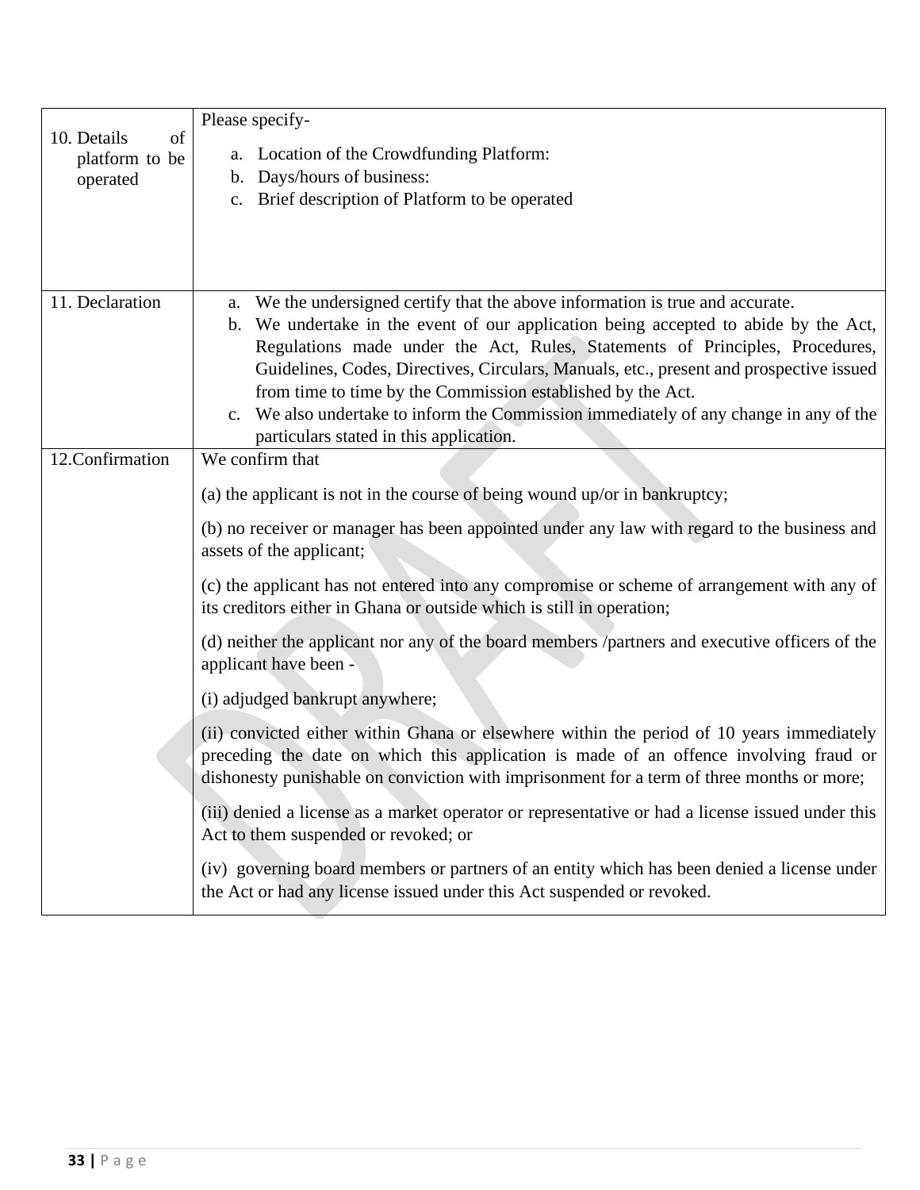| | |
|---|---|
| 10. Details of platform to be operated | Please specify-<br>a. Location of the Crowdfunding Platform:<br>b. Days/hours of business:<br>c. Brief description of Platform to be operated |
| 11. Declaration | a. We the undersigned certify that the above information is true and accurate.<br>b. We undertake in the event of our application being accepted to abide by the Act, Regulations made under the Act, Rules, Statements of Principles, Procedures, Guidelines, Codes, Directives, Circulars, Manuals, etc., present and prospective issued from time to time by the Commission established by the Act.<br>c. We also undertake to inform the Commission immediately of any change in any of the particulars stated in this application. |
| 12.Confirmation | We confirm that<br>(a) the applicant is not in the course of being wound up/or in bankruptcy;<br>(b) no receiver or manager has been appointed under any law with regard to the business and assets of the applicant;<br>(c) the applicant has not entered into any compromise or scheme of arrangement with any of its creditors either in Ghana or outside which is still in operation;<br>(d) neither the applicant nor any of the board members /partners and executive officers of the applicant have been -<br>(i) adjudged bankrupt anywhere;<br>(ii) convicted either within Ghana or elsewhere within the period of 10 years immediately preceding the date on which this application is made of an offence involving fraud or dishonesty punishable on conviction with imprisonment for a term of three months or more;<br>(iii) denied a license as a market operator or representative or had a license issued under this Act to them suspended or revoked; or<br>(iv) governing board members or partners of an entity which has been denied a license under the Act or had any license issued under this Act suspended or revoked. |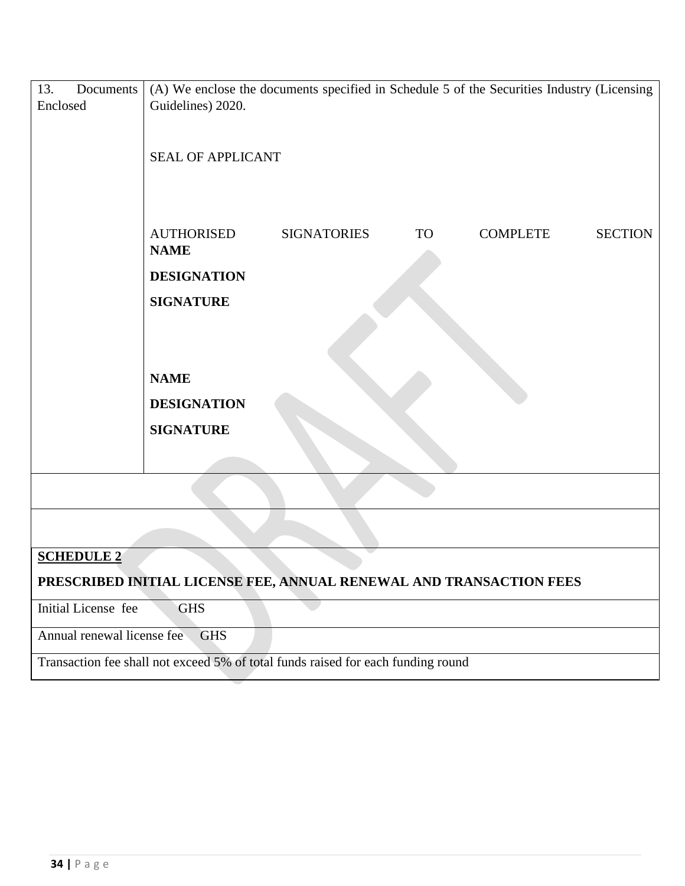| | |
|---|---|
| 13. Documents Enclosed | (A) We enclose the documents specified in Schedule 5 of the Securities Industry (Licensing Guidelines) 2020.<br><br>SEAL OF APPLICANT<br><br>AUTHORISED SIGNATORIES TO COMPLETE SECTION<br>**NAME**<br>**DESIGNATION**<br>**SIGNATURE**<br><br>**NAME**<br>**DESIGNATION**<br>**SIGNATURE** |
| | |
| | |

**SCHEDULE 2**

**PRESCRIBED INITIAL LICENSE FEE, ANNUAL RENEWAL AND TRANSACTION FEES**

| | |
|---|---|
| Initial License fee | GHS |
| Annual renewal license fee | GHS |
| Transaction fee shall not exceed 5% of total funds raised for each funding round | |